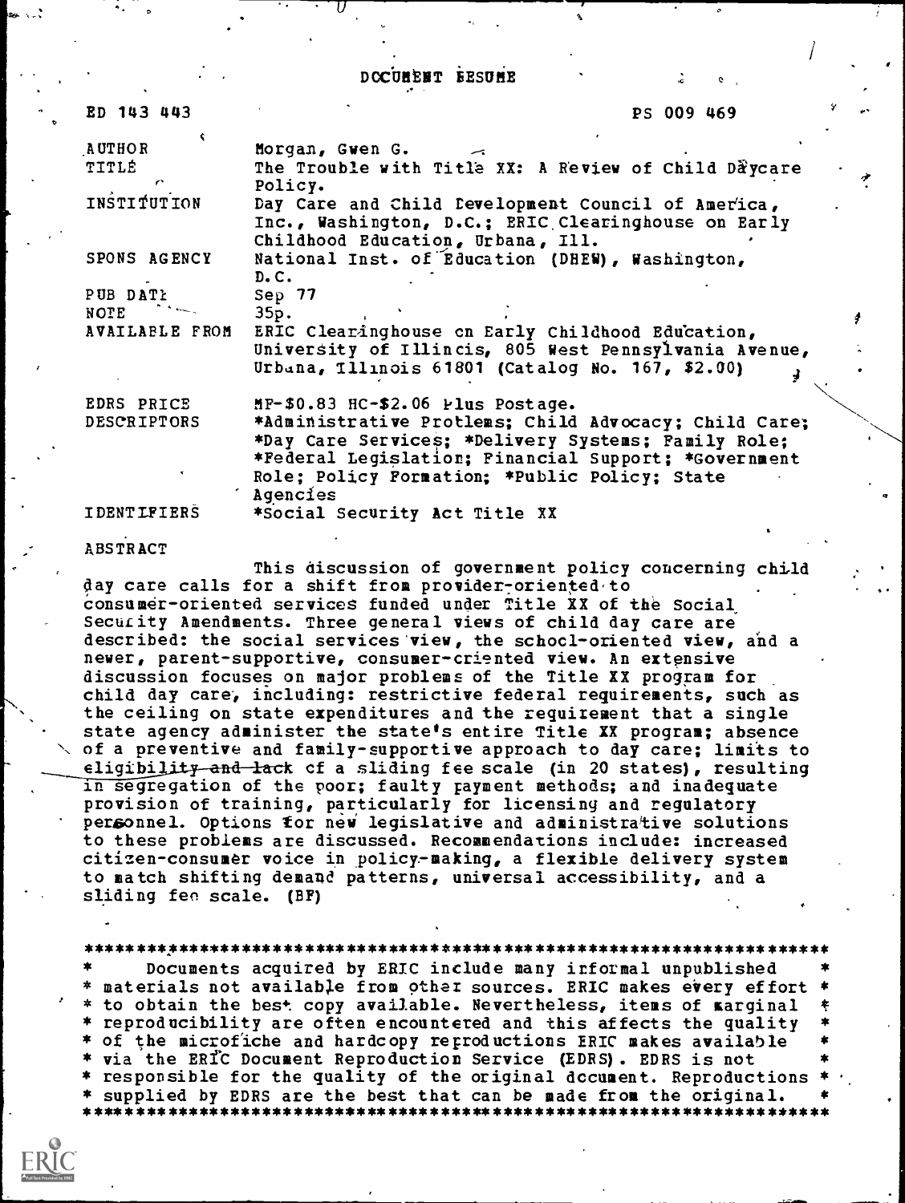# DOCUMENT RESUME

ED 143 443 PS 009 469

| | |
|---|---|
| AUTHOR | Morgan, Gwen G. |
| TITLE | The Trouble with Title XX: A Review of Child Daycare Policy. |
| INSTITUTION | Day Care and Child Development Council of America, Inc., Washington, D.C.; ERIC Clearinghouse on Early Childhood Education, Urbana, Ill. |
| SPONS AGENCY | National Inst. of Education (DHEW), Washington, D.C. |
| PUB DATE | Sep 77 |
| NOTE | 35p. |
| AVAILABLE FROM | ERIC Clearinghouse on Early Childhood Education, University of Illinois, 805 West Pennsylvania Avenue, Urbana, Illinois 61801 (Catalog No. 167, $2.00) |
| EDRS PRICE | MF-$0.83 HC-$2.06 Plus Postage. |
| DESCRIPTORS | *Administrative Problems; Child Advocacy; Child Care; *Day Care Services; *Delivery Systems; Family Role; *Federal Legislation; Financial Support; *Government Role; Policy Formation; *Public Policy; State Agencies |
| IDENTIFIERS | *Social Security Act Title XX |

ABSTRACT

This discussion of government policy concerning child day care calls for a shift from provider-oriented to consumer-oriented services funded under Title XX of the Social Security Amendments. Three general views of child day care are described: the social services view, the school-oriented view, and a newer, parent-supportive, consumer-oriented view. An extensive discussion focuses on major problems of the Title XX program for child day care, including: restrictive federal requirements, such as the ceiling on state expenditures and the requirement that a single state agency administer the state's entire Title XX program; absence of a preventive and family-supportive approach to day care; limits to eligibility and lack of a sliding fee scale (in 20 states), resulting in segregation of the poor; faulty payment methods; and inadequate provision of training, particularly for licensing and regulatory personnel. Options for new legislative and administrative solutions to these problems are discussed. Recommendations include: increased citizen-consumer voice in policy-making, a flexible delivery system to match shifting demand patterns, universal accessibility, and a sliding fee scale. (BF)

***********************************************************************
* Documents acquired by ERIC include many informal unpublished *
* materials not available from other sources. ERIC makes every effort *
* to obtain the best copy available. Nevertheless, items of marginal *
* reproducibility are often encountered and this affects the quality *
* of the microfiche and hardcopy reproductions ERIC makes available *
* via the ERIC Document Reproduction Service (EDRS). EDRS is not *
* responsible for the quality of the original document. Reproductions *
* supplied by EDRS are the best that can be made from the original. *
***********************************************************************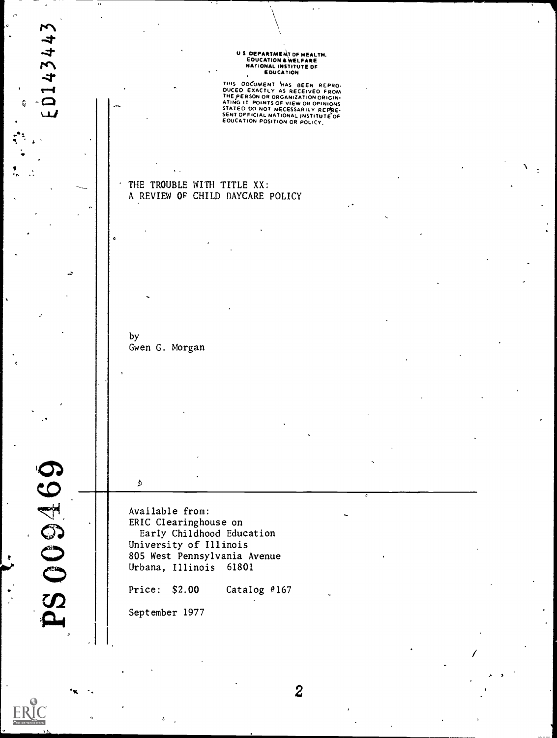U S DEPARTMENT OF HEALTH, EDUCATION & WELFARE NATIONAL INSTITUTE OF EDUCATION

THIS DOCUMENT HAS BEEN REPRODUCED EXACTLY AS RECEIVED FROM THE PERSON OR ORGANIZATION ORIGINATING IT POINTS OF VIEW OR OPINIONS STATED DO NOT NECESSARILY REPRESENT OFFICIAL NATIONAL INSTITUTE OF EDUCATION POSITION OR POLICY.

ED143443

# THE TROUBLE WITH TITLE XX: A REVIEW OF CHILD DAYCARE POLICY

by
Gwen G. Morgan

PS009469

Available from:
ERIC Clearinghouse on
Early Childhood Education
University of Illinois
805 West Pennsylvania Avenue
Urbana, Illinois 61801

Price: $2.00 Catalog #167

September 1977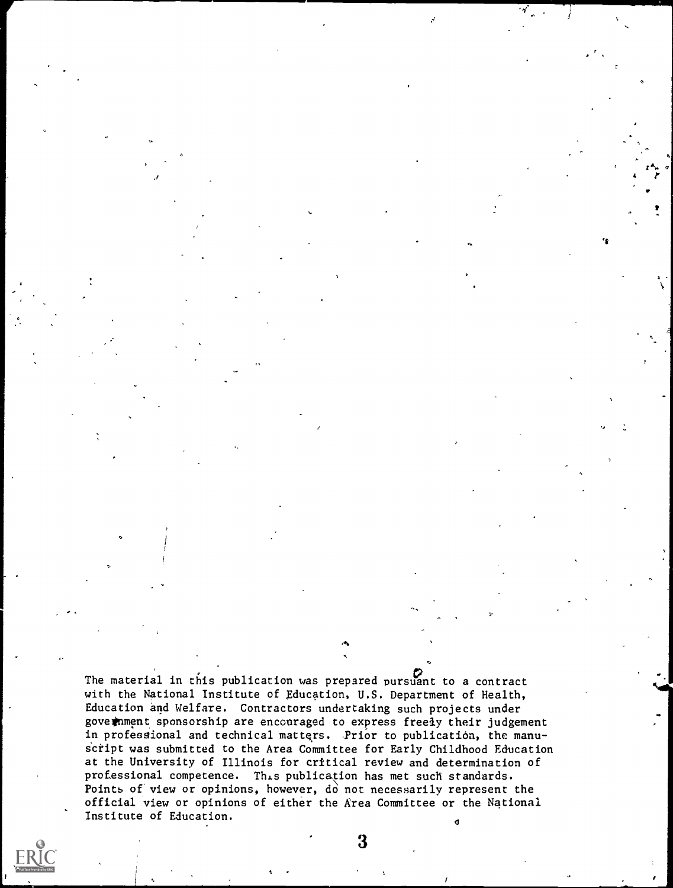The material in this publication was prepared pursuant to a contract with the National Institute of Education, U.S. Department of Health, Education and Welfare. Contractors undertaking such projects under government sponsorship are encouraged to express freely their judgement in professional and technical matters. Prior to publication, the manuscript was submitted to the Area Committee for Early Childhood Education at the University of Illinois for critical review and determination of professional competence. This publication has met such standards. Points of view or opinions, however, do not necessarily represent the official view or opinions of either the Area Committee or the National Institute of Education.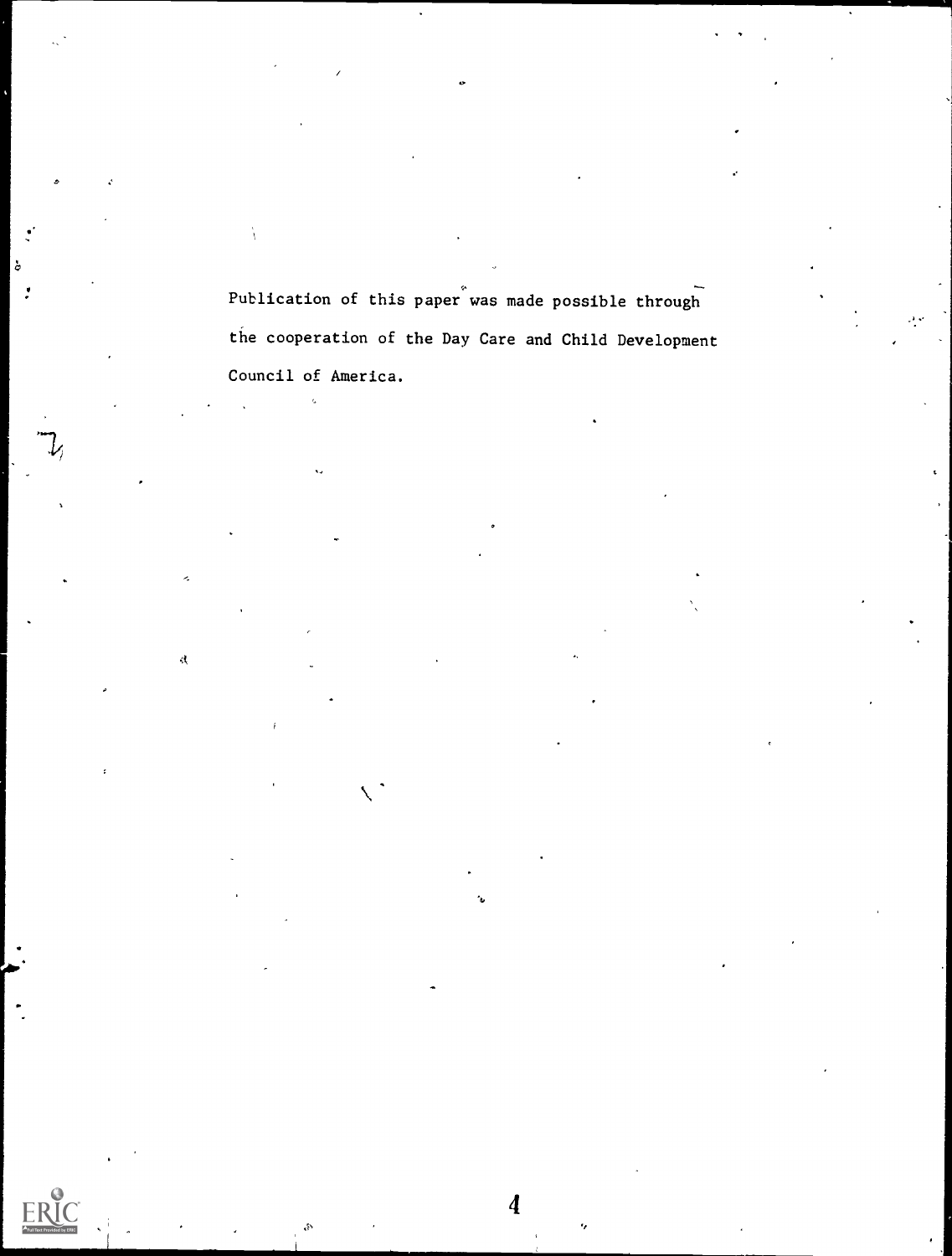Publication of this paper was made possible through the cooperation of the Day Care and Child Development Council of America.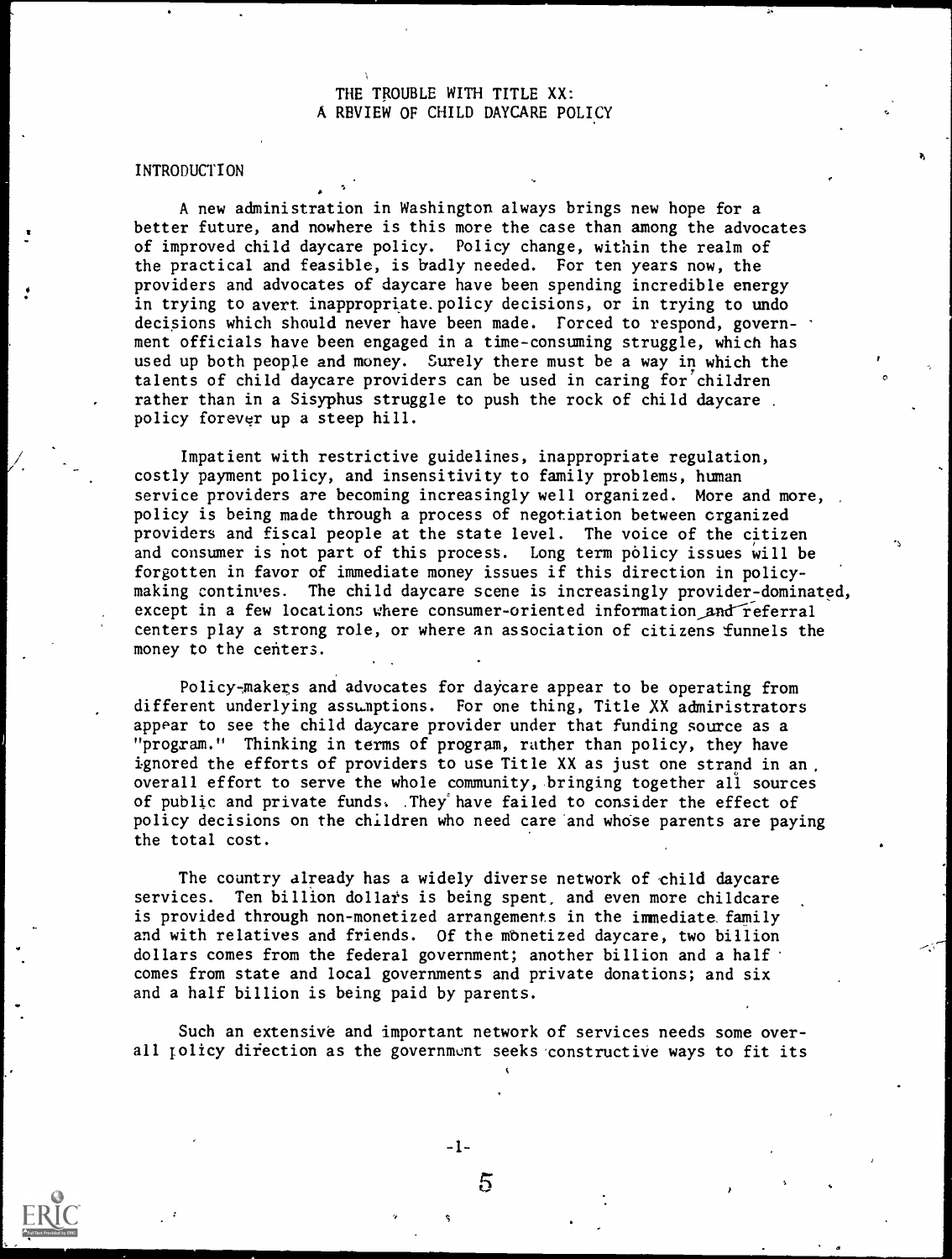# THE TROUBLE WITH TITLE XX: A REVIEW OF CHILD DAYCARE POLICY

## INTRODUCTION

A new administration in Washington always brings new hope for a better future, and nowhere is this more the case than among the advocates of improved child daycare policy. Policy change, within the realm of the practical and feasible, is badly needed. For ten years now, the providers and advocates of daycare have been spending incredible energy in trying to avert inappropriate policy decisions, or in trying to undo decisions which should never have been made. Forced to respond, government officials have been engaged in a time-consuming struggle, which has used up both people and money. Surely there must be a way in which the talents of child daycare providers can be used in caring for children rather than in a Sisyphus struggle to push the rock of child daycare policy forever up a steep hill.

Impatient with restrictive guidelines, inappropriate regulation, costly payment policy, and insensitivity to family problems, human service providers are becoming increasingly well organized. More and more, policy is being made through a process of negotiation between organized providers and fiscal people at the state level. The voice of the citizen and consumer is not part of this process. Long term policy issues will be forgotten in favor of immediate money issues if this direction in policy-making continues. The child daycare scene is increasingly provider-dominated, except in a few locations where consumer-oriented information and referral centers play a strong role, or where an association of citizens funnels the money to the centers.

Policy-makers and advocates for daycare appear to be operating from different underlying assumptions. For one thing, Title XX administrators appear to see the child daycare provider under that funding source as a "program." Thinking in terms of program, rather than policy, they have ignored the efforts of providers to use Title XX as just one strand in an overall effort to serve the whole community, bringing together all sources of public and private funds. They have failed to consider the effect of policy decisions on the children who need care and whose parents are paying the total cost.

The country already has a widely diverse network of child daycare services. Ten billion dollars is being spent, and even more childcare is provided through non-monetized arrangements in the immediate family and with relatives and friends. Of the monetized daycare, two billion dollars comes from the federal government; another billion and a half comes from state and local governments and private donations; and six and a half billion is being paid by parents.

Such an extensive and important network of services needs some overall policy direction as the government seeks constructive ways to fit its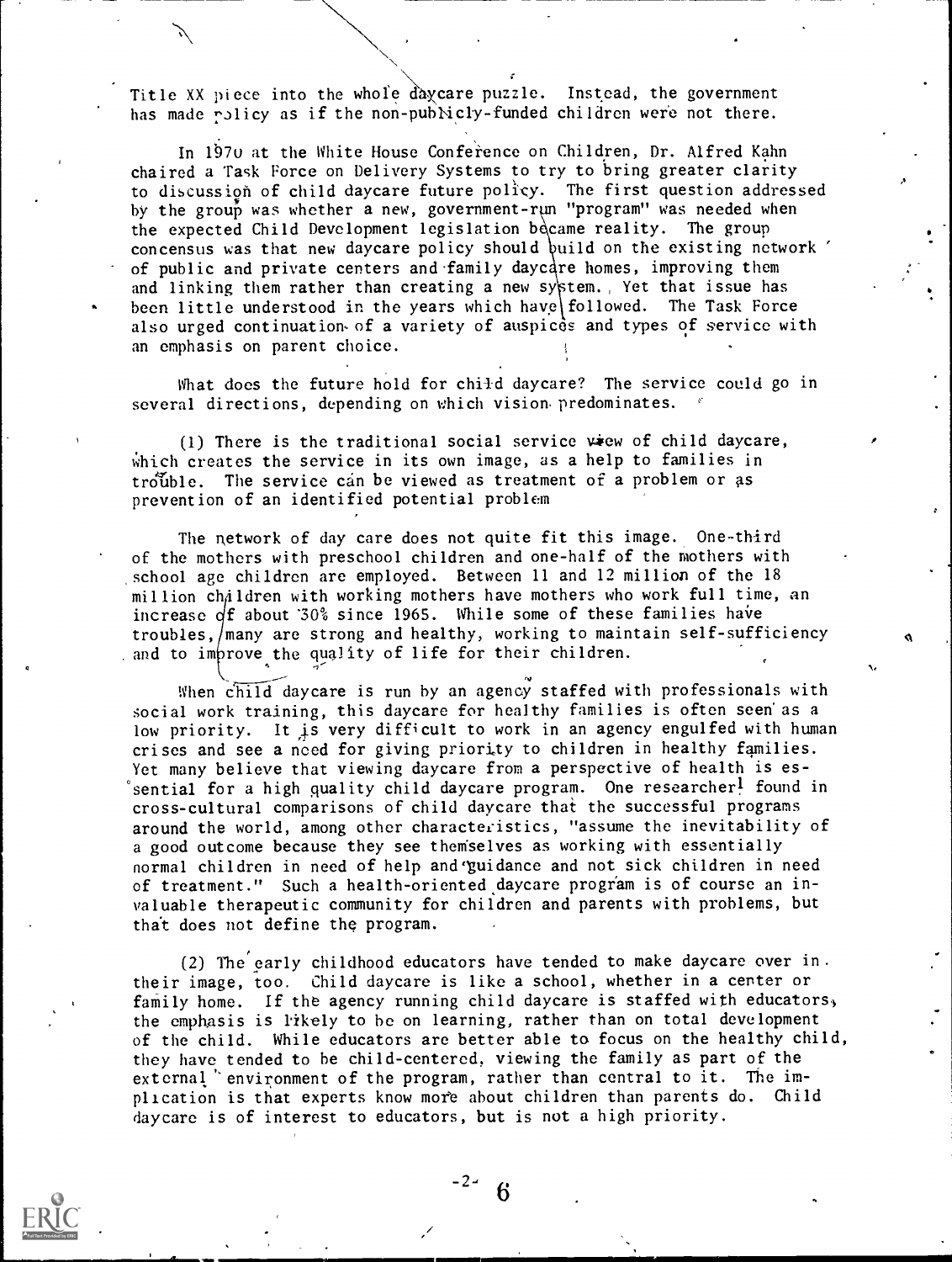Title XX piece into the whole daycare puzzle. Instead, the government has made policy as if the non-publicly-funded children were not there.

In 1970 at the White House Conference on Children, Dr. Alfred Kahn chaired a Task Force on Delivery Systems to try to bring greater clarity to discussion of child daycare future policy. The first question addressed by the group was whether a new, government-run "program" was needed when the expected Child Development legislation became reality. The group concensus was that new daycare policy should build on the existing network of public and private centers and family daycare homes, improving them and linking them rather than creating a new system. Yet that issue has been little understood in the years which have followed. The Task Force also urged continuation of a variety of auspices and types of service with an emphasis on parent choice.

What does the future hold for child daycare? The service could go in several directions, depending on which vision predominates.

(1) There is the traditional social service view of child daycare, which creates the service in its own image, as a help to families in trouble. The service can be viewed as treatment of a problem or as prevention of an identified potential problem

The network of day care does not quite fit this image. One-third of the mothers with preschool children and one-half of the mothers with school age children are employed. Between 11 and 12 million of the 18 million children with working mothers have mothers who work full time, an increase of about 30% since 1965. While some of these families have troubles, many are strong and healthy, working to maintain self-sufficiency and to improve the quality of life for their children.

When child daycare is run by an agency staffed with professionals with social work training, this daycare for healthy families is often seen as a low priority. It is very difficult to work in an agency engulfed with human crises and see a need for giving priority to children in healthy families. Yet many believe that viewing daycare from a perspective of health is essential for a high quality child daycare program. One researcher[1] found in cross-cultural comparisons of child daycare that the successful programs around the world, among other characteristics, "assume the inevitability of a good outcome because they see themselves as working with essentially normal children in need of help and guidance and not sick children in need of treatment." Such a health-oriented daycare program is of course an invaluable therapeutic community for children and parents with problems, but that does not define the program.

(2) The early childhood educators have tended to make daycare over in their image, too. Child daycare is like a school, whether in a center or family home. If the agency running child daycare is staffed with educators, the emphasis is likely to be on learning, rather than on total development of the child. While educators are better able to focus on the healthy child, they have tended to be child-centered, viewing the family as part of the external environment of the program, rather than central to it. The implication is that experts know more about children than parents do. Child daycare is of interest to educators, but is not a high priority.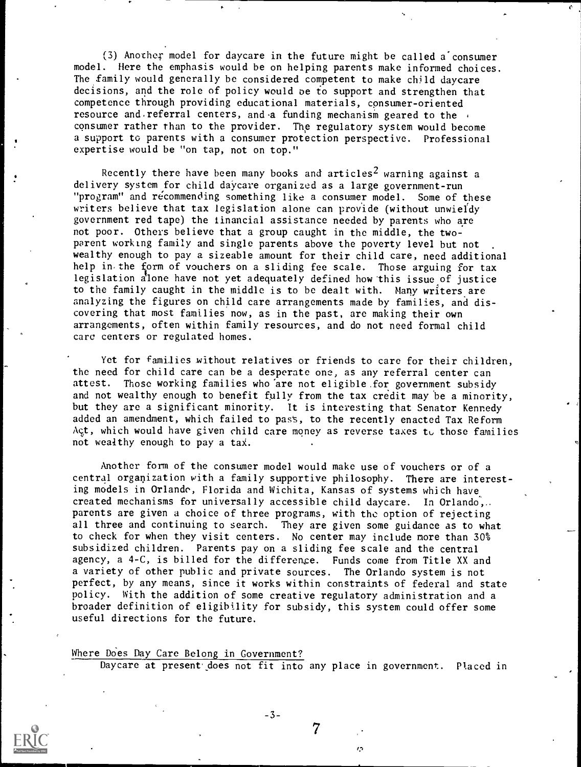(3) Another model for daycare in the future might be called a consumer model. Here the emphasis would be on helping parents make informed choices. The family would generally be considered competent to make child daycare decisions, and the role of policy would be to support and strengthen that competence through providing educational materials, consumer-oriented resource and referral centers, and a funding mechanism geared to the consumer rather than to the provider. The regulatory system would become a support to parents with a consumer protection perspective. Professional expertise would be "on tap, not on top."

Recently there have been many books and articles[2] warning against a delivery system for child daycare organized as a large government-run "program" and recommending something like a consumer model. Some of these writers believe that tax legislation alone can provide (without unwieldy government red tape) the financial assistance needed by parents who are not poor. Others believe that a group caught in the middle, the two-parent working family and single parents above the poverty level but not wealthy enough to pay a sizeable amount for their child care, need additional help in the form of vouchers on a sliding fee scale. Those arguing for tax legislation alone have not yet adequately defined how this issue of justice to the family caught in the middle is to be dealt with. Many writers are analyzing the figures on child care arrangements made by families, and discovering that most families now, as in the past, are making their own arrangements, often within family resources, and do not need formal child care centers or regulated homes.

Yet for families without relatives or friends to care for their children, the need for child care can be a desperate one, as any referral center can attest. Those working families who are not eligible for government subsidy and not wealthy enough to benefit fully from the tax credit may be a minority, but they are a significant minority. It is interesting that Senator Kennedy added an amendment, which failed to pass, to the recently enacted Tax Reform Act, which would have given child care money as reverse taxes to those families not wealthy enough to pay a tax.

Another form of the consumer model would make use of vouchers or of a central organization with a family supportive philosophy. There are interesting models in Orlando, Florida and Wichita, Kansas of systems which have created mechanisms for universally accessible child daycare. In Orlando, parents are given a choice of three programs, with the option of rejecting all three and continuing to search. They are given some guidance as to what to check for when they visit centers. No center may include more than 30% subsidized children. Parents pay on a sliding fee scale and the central agency, a 4-C, is billed for the difference. Funds come from Title XX and a variety of other public and private sources. The Orlando system is not perfect, by any means, since it works within constraints of federal and state policy. With the addition of some creative regulatory administration and a broader definition of eligibility for subsidy, this system could offer some useful directions for the future.

## Where Does Day Care Belong in Government?

Daycare at present does not fit into any place in government. Placed in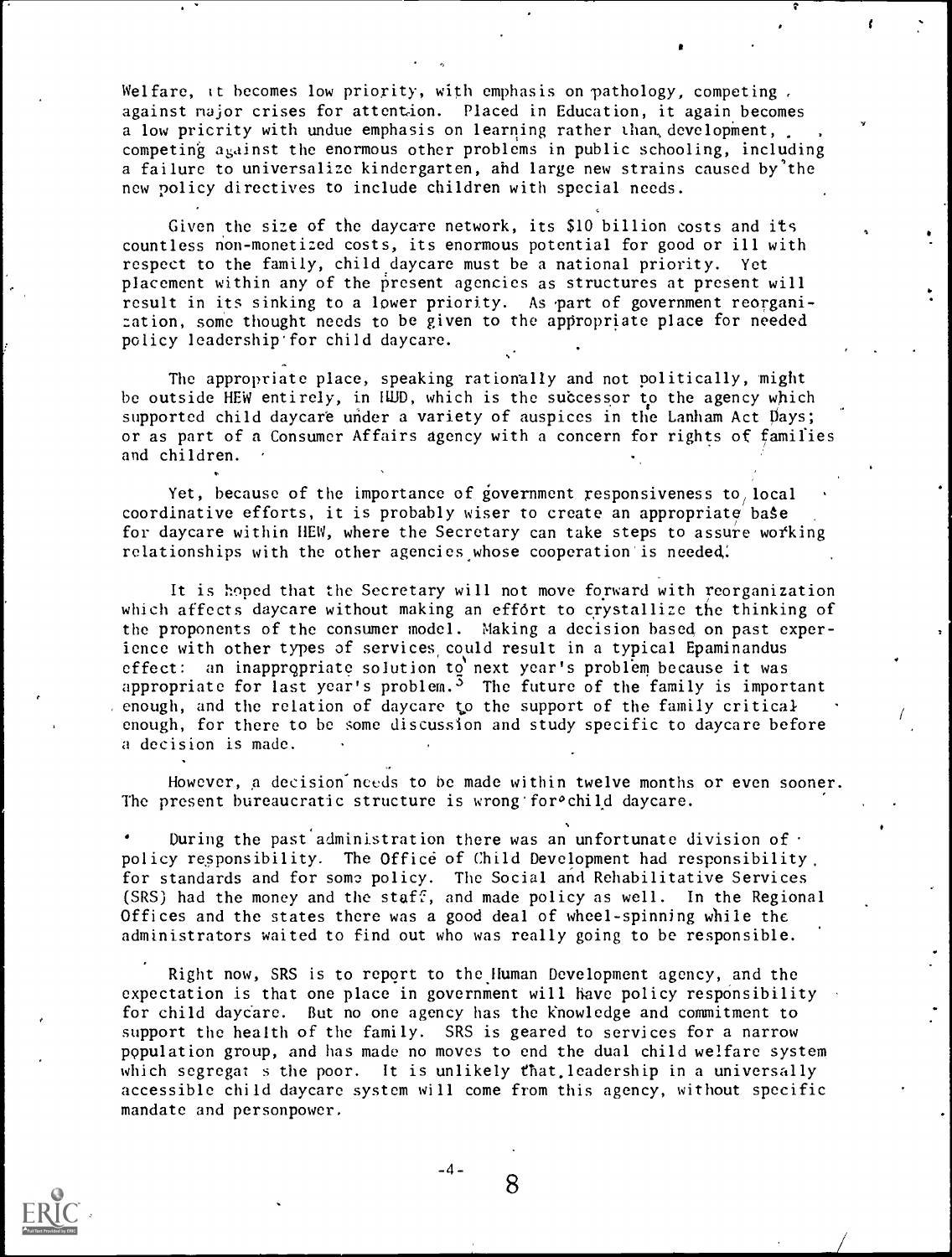Welfare, it becomes low priority, with emphasis on pathology, competing against major crises for attention. Placed in Education, it again becomes a low priority with undue emphasis on learning rather than development, competing against the enormous other problems in public schooling, including a failure to universalize kindergarten, and large new strains caused by the new policy directives to include children with special needs.

Given the size of the daycare network, its $10 billion costs and its countless non-monetized costs, its enormous potential for good or ill with respect to the family, child daycare must be a national priority. Yet placement within any of the present agencies as structures at present will result in its sinking to a lower priority. As part of government reorganization, some thought needs to be given to the appropriate place for needed policy leadership for child daycare.

The appropriate place, speaking rationally and not politically, might be outside HEW entirely, in HUD, which is the successor to the agency which supported child daycare under a variety of auspices in the Lanham Act Days; or as part of a Consumer Affairs agency with a concern for rights of families and children.

Yet, because of the importance of government responsiveness to local coordinative efforts, it is probably wiser to create an appropriate base for daycare within HEW, where the Secretary can take steps to assure working relationships with the other agencies whose cooperation is needed.

It is hoped that the Secretary will not move forward with reorganization which affects daycare without making an effort to crystallize the thinking of the proponents of the consumer model. Making a decision based on past experience with other types of services could result in a typical Epaminandus effect: an inappropriate solution to next year's problem because it was appropriate for last year's problem.[3] The future of the family is important enough, and the relation of daycare to the support of the family critical enough, for there to be some discussion and study specific to daycare before a decision is made.

However, a decision needs to be made within twelve months or even sooner. The present bureaucratic structure is wrong for child daycare.

- During the past administration there was an unfortunate division of policy responsibility. The Office of Child Development had responsibility for standards and for some policy. The Social and Rehabilitative Services (SRS) had the money and the staff, and made policy as well. In the Regional Offices and the states there was a good deal of wheel-spinning while the administrators waited to find out who was really going to be responsible.

Right now, SRS is to report to the Human Development agency, and the expectation is that one place in government will have policy responsibility for child daycare. But no one agency has the knowledge and commitment to support the health of the family. SRS is geared to services for a narrow population group, and has made no moves to end the dual child welfare system which segregates the poor. It is unlikely that leadership in a universally accessible child daycare system will come from this agency, without specific mandate and personpower.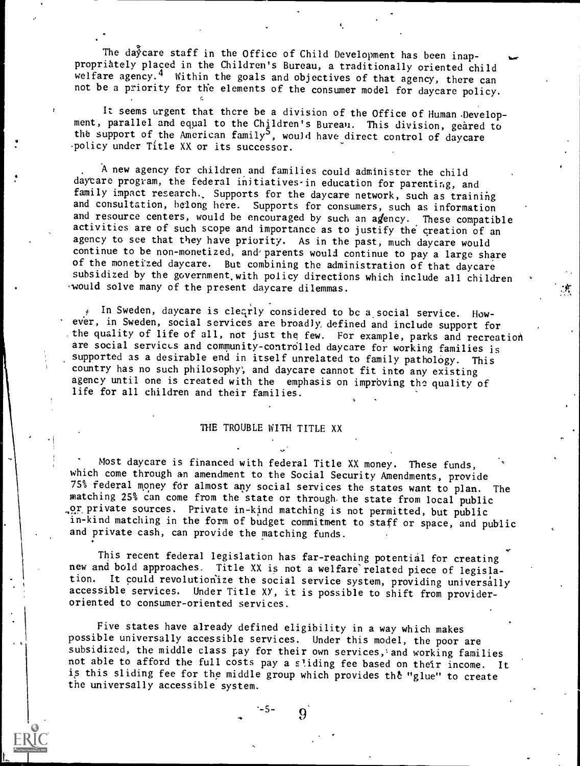The daycare staff in the Office of Child Development has been inappropriately placed in the Children's Bureau, a traditionally oriented child welfare agency.[4] Within the goals and objectives of that agency, there can not be a priority for the elements of the consumer model for daycare policy.

It seems urgent that there be a division of the Office of Human Development, parallel and equal to the Children's Bureau. This division, geared to the support of the American family[5], would have direct control of daycare policy under Title XX or its successor.

A new agency for children and families could administer the child daycare program, the federal initiatives in education for parenting, and family impact research. Supports for the daycare network, such as training and consultation, belong here. Supports for consumers, such as information and resource centers, would be encouraged by such an agency. These compatible activities are of such scope and importance as to justify the creation of an agency to see that they have priority. As in the past, much daycare would continue to be non-monetized, and parents would continue to pay a large share of the monetized daycare. But combining the administration of that daycare subsidized by the government with policy directions which include all children would solve many of the present daycare dilemmas.

In Sweden, daycare is clearly considered to be a social service. However, in Sweden, social services are broadly defined and include support for the quality of life of all, not just the few. For example, parks and recreation are social services and community-controlled daycare for working families is supported as a desirable end in itself unrelated to family pathology. This country has no such philosophy, and daycare cannot fit into any existing agency until one is created with the emphasis on improving the quality of life for all children and their families.

## THE TROUBLE WITH TITLE XX

Most daycare is financed with federal Title XX money. These funds, which come through an amendment to the Social Security Amendments, provide 75% federal money for almost any social services the states want to plan. The matching 25% can come from the state or through the state from local public or private sources. Private in-kind matching is not permitted, but public in-kind matching in the form of budget commitment to staff or space, and public and private cash, can provide the matching funds.

This recent federal legislation has far-reaching potential for creating new and bold approaches. Title XX is not a welfare related piece of legislation. It could revolutionize the social service system, providing universally accessible services. Under Title XY, it is possible to shift from provider-oriented to consumer-oriented services.

Five states have already defined eligibility in a way which makes possible universally accessible services. Under this model, the poor are subsidized, the middle class pay for their own services, and working families not able to afford the full costs pay a sliding fee based on their income. It is this sliding fee for the middle group which provides the "glue" to create the universally accessible system.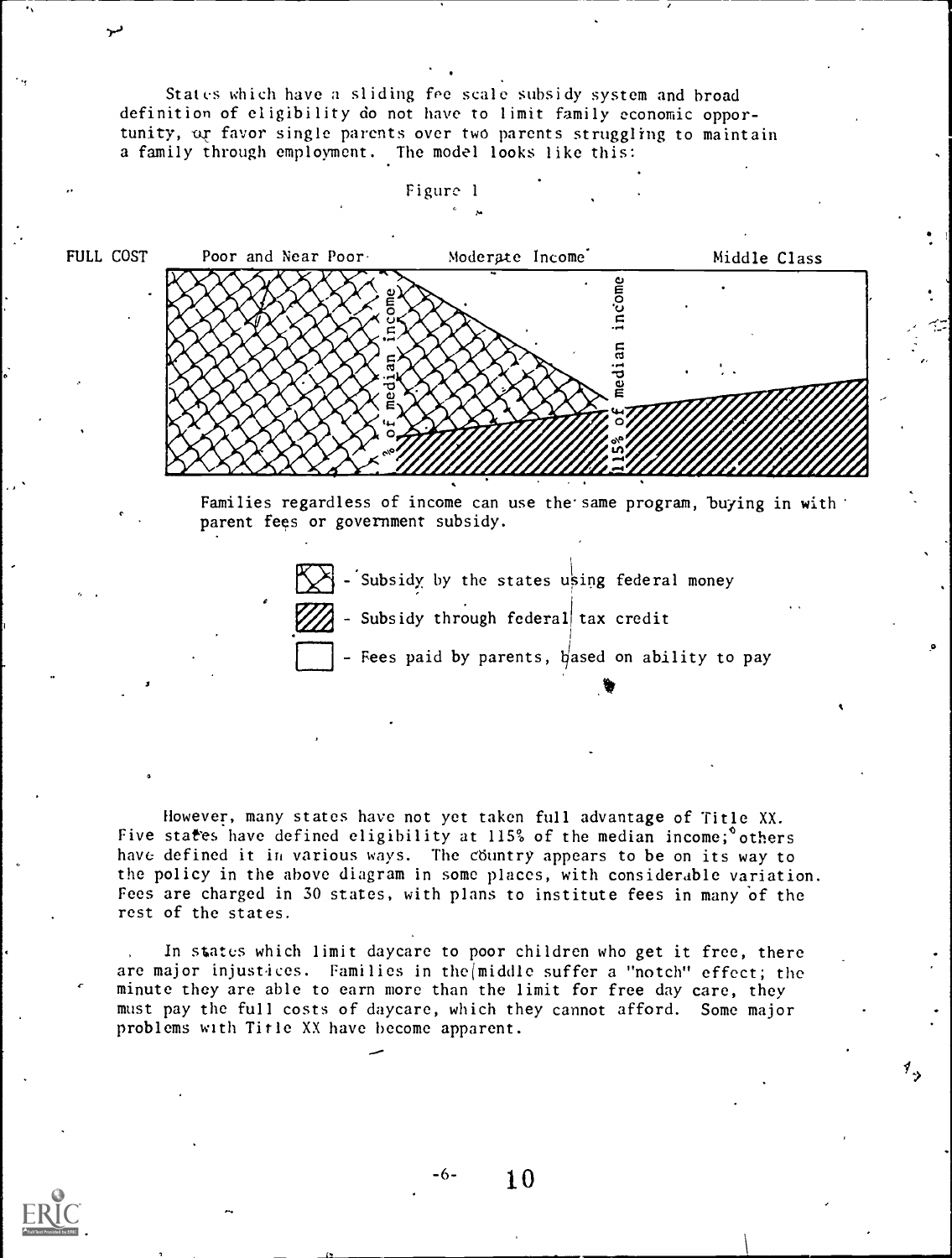States which have a sliding fee scale subsidy system and broad definition of eligibility do not have to limit family economic opportunity, or favor single parents over two parents struggling to maintain a family through employment. The model looks like this:

Figure 1

FULL COST — Poor and Near Poor — Moderate Income — Middle Class

% of median income — 115% of median income

Families regardless of income can use the same program, buying in with parent fees or government subsidy.

- Subsidy by the states using federal money
- Subsidy through federal tax credit
- Fees paid by parents, based on ability to pay

However, many states have not yet taken full advantage of Title XX. Five states have defined eligibility at 115% of the median income; others have defined it in various ways. The country appears to be on its way to the policy in the above diagram in some places, with considerable variation. Fees are charged in 30 states, with plans to institute fees in many of the rest of the states.

In states which limit daycare to poor children who get it free, there are major injustices. Families in the middle suffer a "notch" effect; the minute they are able to earn more than the limit for free day care, they must pay the full costs of daycare, which they cannot afford. Some major problems with Title XX have become apparent.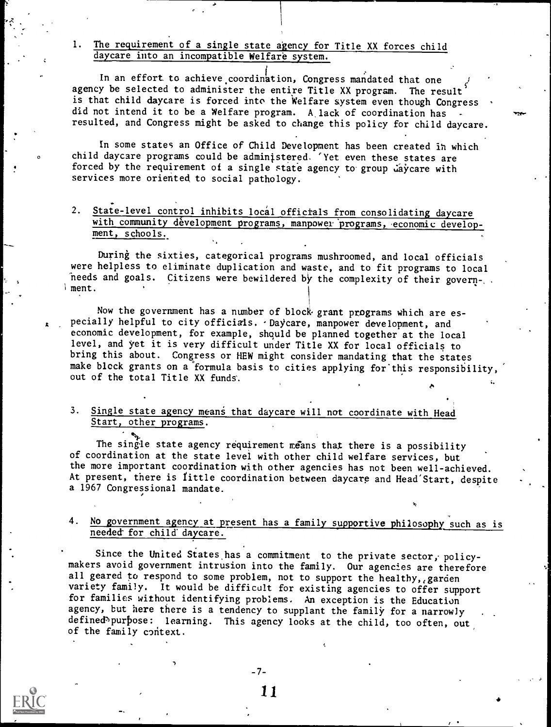1. <u>The requirement of a single state agency for Title XX forces child daycare into an incompatible Welfare system.</u>

In an effort to achieve coordination, Congress mandated that one agency be selected to administer the entire Title XX program. The result is that child daycare is forced into the Welfare system even though Congress did not intend it to be a Welfare program. A lack of coordination has resulted, and Congress might be asked to change this policy for child daycare.

In some states an Office of Child Development has been created in which child daycare programs could be administered. Yet even these states are forced by the requirement of a single state agency to group daycare with services more oriented to social pathology.

2. <u>State-level control inhibits local officials from consolidating daycare with community development programs, manpower programs, economic development, schools.</u>

During the sixties, categorical programs mushroomed, and local officials were helpless to eliminate duplication and waste, and to fit programs to local needs and goals. Citizens were bewildered by the complexity of their government.

Now the government has a number of block grant programs which are especially helpful to city officials. Daycare, manpower development, and economic development, for example, should be planned together at the local level, and yet it is very difficult under Title XX for local officials to bring this about. Congress or HEW might consider mandating that the states make block grants on a formula basis to cities applying for this responsibility, out of the total Title XX funds.

3. <u>Single state agency means that daycare will not coordinate with Head Start, other programs.</u>

The single state agency requirement means that there is a possibility of coordination at the state level with other child welfare services, but the more important coordination with other agencies has not been well-achieved. At present, there is little coordination between daycare and Head Start, despite a 1967 Congressional mandate.

4. <u>No government agency at present has a family supportive philosophy such as is needed for child daycare.</u>

Since the United States has a commitment to the private sector, policymakers avoid government intrusion into the family. Our agencies are therefore all geared to respond to some problem, not to support the healthy, garden variety family. It would be difficult for existing agencies to offer support for families without identifying problems. An exception is the Education agency, but here there is a tendency to supplant the family for a narrowly defined purpose: learning. This agency looks at the child, too often, out of the family context.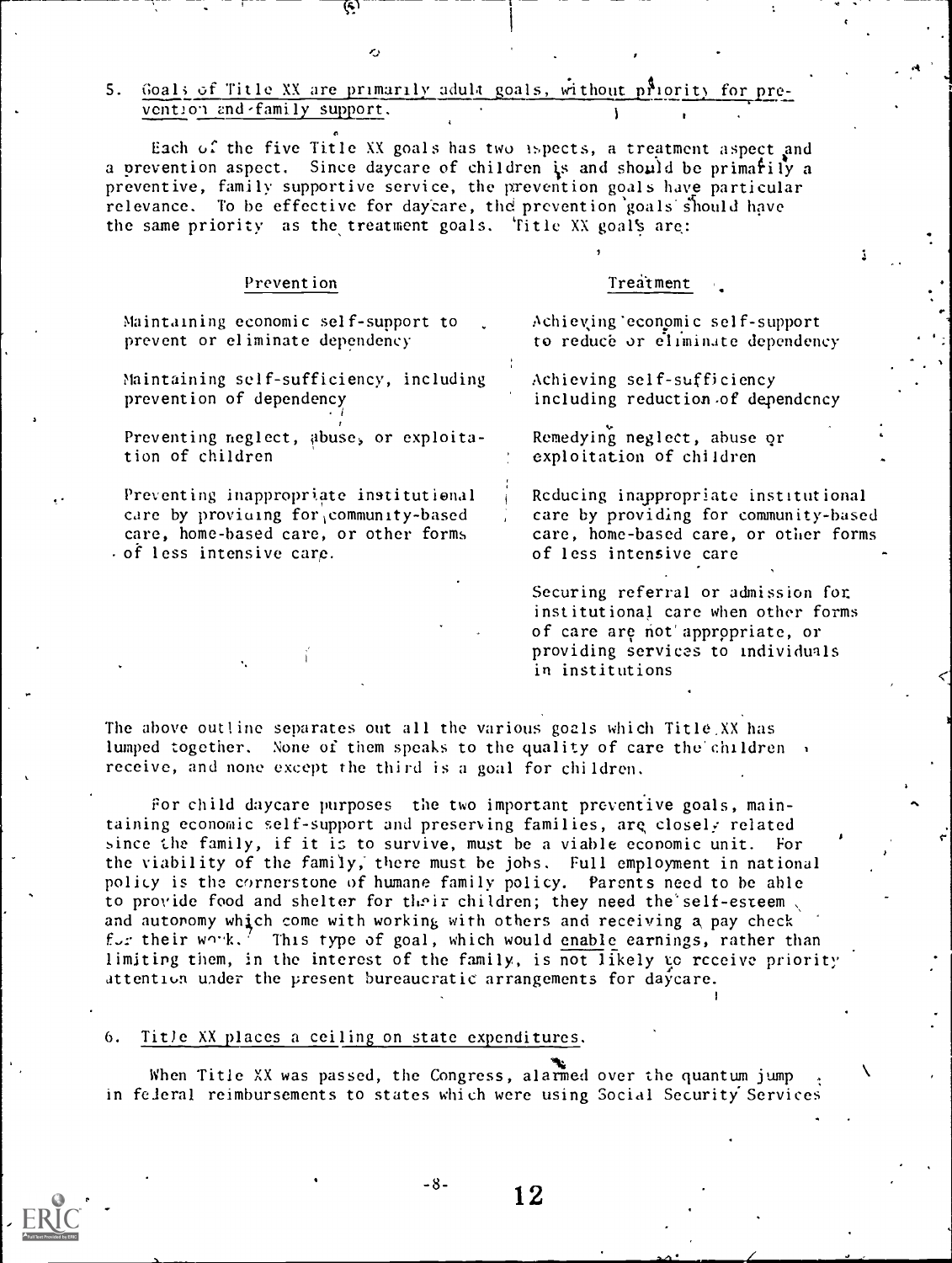5. Goals of Title XX are primarily adult goals, without priority for prevention and family support.

Each of the five Title XX goals has two aspects, a treatment aspect and a prevention aspect. Since daycare of children is and should be primarily a preventive, family supportive service, the prevention goals have particular relevance. To be effective for daycare, the prevention goals should have the same priority as the treatment goals. Title XX goals are:

| Prevention | Treatment |
|---|---|
| Maintaining economic self-support to prevent or eliminate dependency | Achieving economic self-support to reduce or eliminate dependency |
| Maintaining self-sufficiency, including prevention of dependency | Achieving self-sufficiency including reduction of dependency |
| Preventing neglect, abuse, or exploitation of children | Remedying neglect, abuse or exploitation of children |
| Preventing inappropriate institutional care by providing for community-based care, home-based care, or other forms of less intensive care. | Reducing inappropriate institutional care by providing for community-based care, home-based care, or other forms of less intensive care |
| | Securing referral or admission for institutional care when other forms of care are not appropriate, or providing services to individuals in institutions |

The above outline separates out all the various goals which Title XX has lumped together. None of them speaks to the quality of care the children receive, and none except the third is a goal for children.

For child daycare purposes the two important preventive goals, maintaining economic self-support and preserving families, are closely related since the family, if it is to survive, must be a viable economic unit. For the viability of the family, there must be jobs. Full employment in national policy is the cornerstone of humane family policy. Parents need to be able to provide food and shelter for their children; they need the self-esteem and autonomy which come with working with others and receiving a pay check for their work.[7] This type of goal, which would enable earnings, rather than limiting them, in the interest of the family, is not likely to receive priority attention under the present bureaucratic arrangements for daycare.

6. Title XX places a ceiling on state expenditures.

When Title XX was passed, the Congress, alarmed over the quantum jump in federal reimbursements to states which were using Social Security Services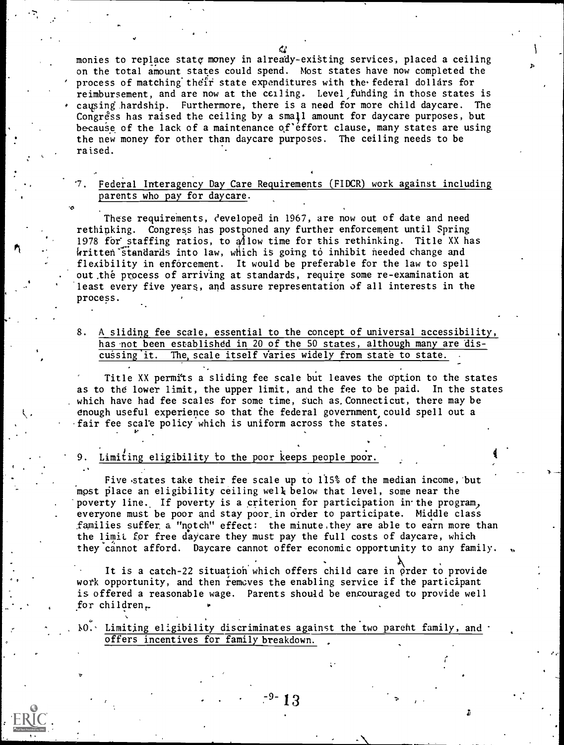monies to replace state money in already-existing services, placed a ceiling on the total amount states could spend. Most states have now completed the process of matching their state expenditures with the federal dollars for reimbursement, and are now at the ceiling. Level funding in those states is causing hardship. Furthermore, there is a need for more child daycare. The Congress has raised the ceiling by a small amount for daycare purposes, but because of the lack of a maintenance of effort clause, many states are using the new money for other than daycare purposes. The ceiling needs to be raised.

7. Federal Interagency Day Care Requirements (FIDCR) work against including parents who pay for daycare.

These requirements, developed in 1967, are now out of date and need rethinking. Congress has postponed any further enforcement until Spring 1978 for staffing ratios, to allow time for this rethinking. Title XX has written standards into law, which is going to inhibit needed change and flexibility in enforcement. It would be preferable for the law to spell out the process of arriving at standards, require some re-examination at least every five years, and assure representation of all interests in the process.

8. A sliding fee scale, essential to the concept of universal accessibility, has not been established in 20 of the 50 states, although many are discussing it. The scale itself varies widely from state to state.

Title XX permits a sliding fee scale but leaves the option to the states as to the lower limit, the upper limit, and the fee to be paid. In the states which have had fee scales for some time, such as Connecticut, there may be enough useful experience so that the federal government could spell out a fair fee scale policy which is uniform across the states.

9. Limiting eligibility to the poor keeps people poor.

Five states take their fee scale up to 115% of the median income, but most place an eligibility ceiling well below that level, some near the poverty line. If poverty is a criterion for participation in the program, everyone must be poor and stay poor in order to participate. Middle class families suffer a "notch" effect: the minute they are able to earn more than the limit for free daycare they must pay the full costs of daycare, which they cannot afford. Daycare cannot offer economic opportunity to any family.

It is a catch-22 situation which offers child care in order to provide work opportunity, and then removes the enabling service if the participant is offered a reasonable wage. Parents should be encouraged to provide well for children.

10. Limiting eligibility discriminates against the two parent family, and offers incentives for family breakdown.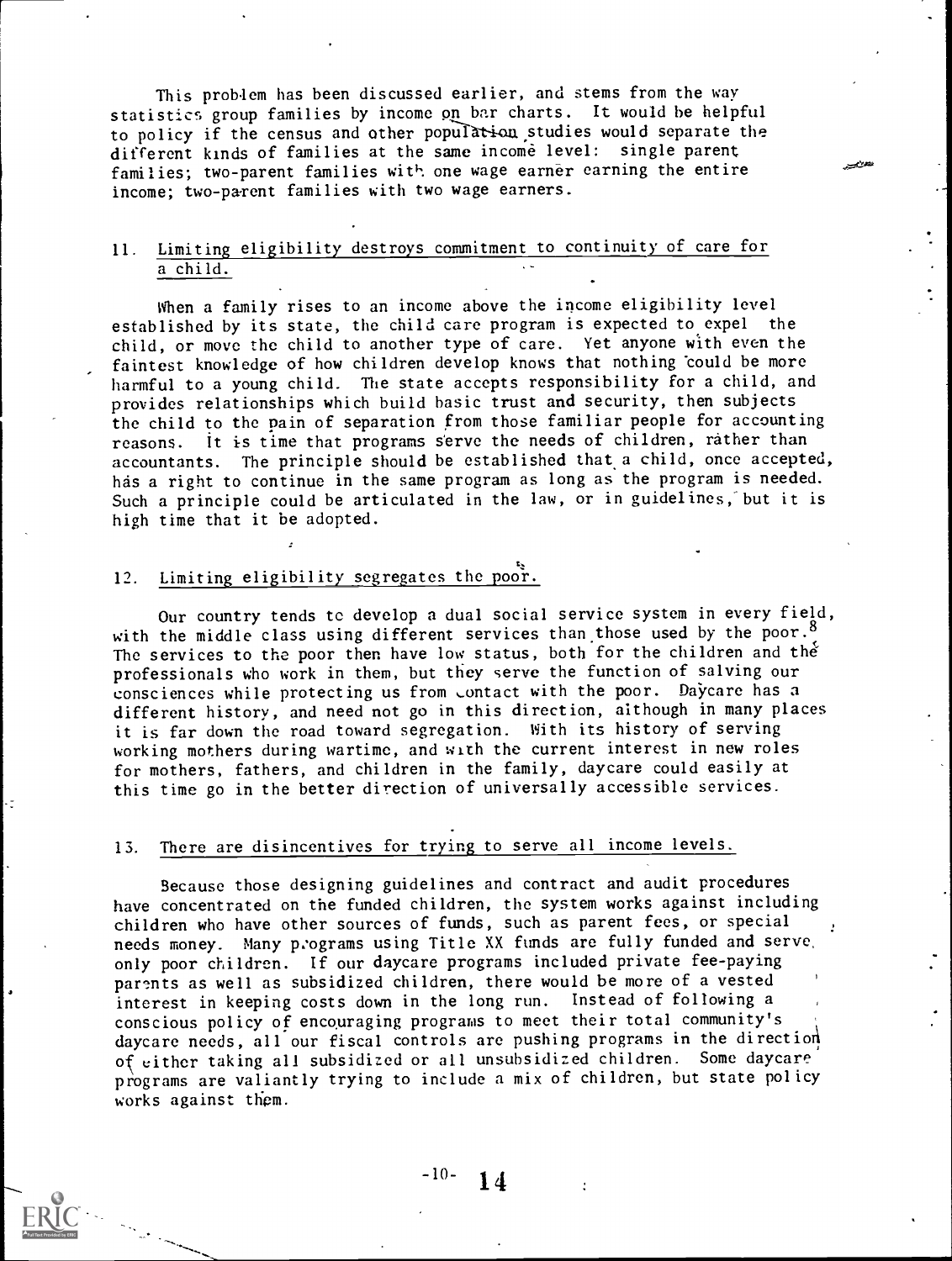This problem has been discussed earlier, and stems from the way statistics group families by income on bar charts. It would be helpful to policy if the census and other population studies would separate the different kinds of families at the same income level: single parent families; two-parent families with one wage earner earning the entire income; two-parent families with two wage earners.

## 11. Limiting eligibility destroys commitment to continuity of care for a child.

When a family rises to an income above the income eligibility level established by its state, the child care program is expected to expel the child, or move the child to another type of care. Yet anyone with even the faintest knowledge of how children develop knows that nothing could be more harmful to a young child. The state accepts responsibility for a child, and provides relationships which build basic trust and security, then subjects the child to the pain of separation from those familiar people for accounting reasons. It is time that programs serve the needs of children, rather than accountants. The principle should be established that a child, once accepted, has a right to continue in the same program as long as the program is needed. Such a principle could be articulated in the law, or in guidelines, but it is high time that it be adopted.

## 12. Limiting eligibility segregates the poor.

Our country tends to develop a dual social service system in every field, with the middle class using different services than those used by the poor.[8] The services to the poor then have low status, both for the children and the professionals who work in them, but they serve the function of salving our consciences while protecting us from contact with the poor. Daycare has a different history, and need not go in this direction, although in many places it is far down the road toward segregation. With its history of serving working mothers during wartime, and with the current interest in new roles for mothers, fathers, and children in the family, daycare could easily at this time go in the better direction of universally accessible services.

## 13. There are disincentives for trying to serve all income levels.

Because those designing guidelines and contract and audit procedures have concentrated on the funded children, the system works against including children who have other sources of funds, such as parent fees, or special needs money. Many programs using Title XX funds are fully funded and serve only poor children. If our daycare programs included private fee-paying parents as well as subsidized children, there would be more of a vested interest in keeping costs down in the long run. Instead of following a conscious policy of encouraging programs to meet their total community's daycare needs, all our fiscal controls are pushing programs in the direction of either taking all subsidized or all unsubsidized children. Some daycare programs are valiantly trying to include a mix of children, but state policy works against them.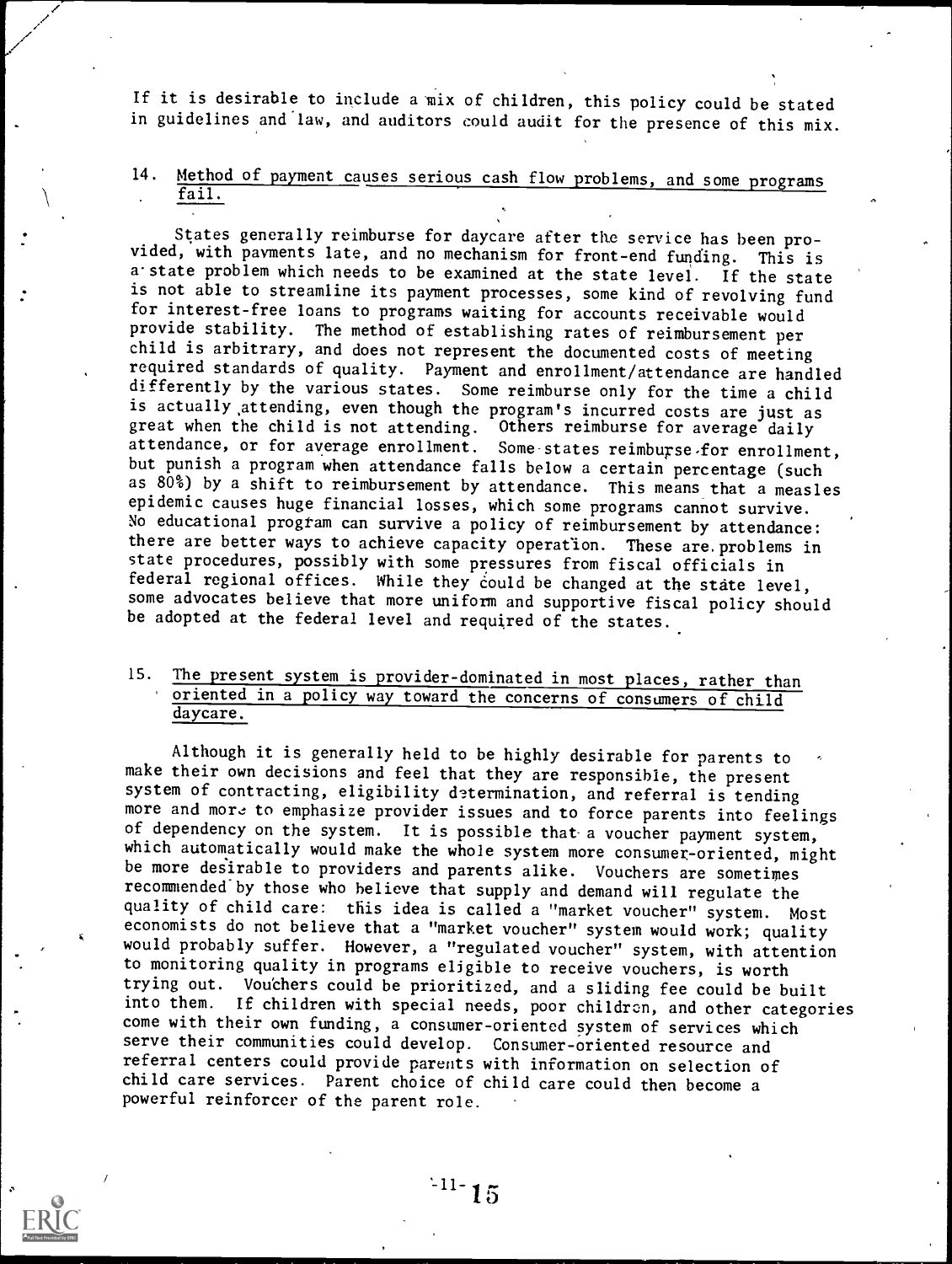If it is desirable to include a mix of children, this policy could be stated in guidelines and law, and auditors could audit for the presence of this mix.

14. Method of payment causes serious cash flow problems, and some programs fail.

States generally reimburse for daycare after the service has been provided, with payments late, and no mechanism for front-end funding. This is a state problem which needs to be examined at the state level. If the state is not able to streamline its payment processes, some kind of revolving fund for interest-free loans to programs waiting for accounts receivable would provide stability. The method of establishing rates of reimbursement per child is arbitrary, and does not represent the documented costs of meeting required standards of quality. Payment and enrollment/attendance are handled differently by the various states. Some reimburse only for the time a child is actually attending, even though the program's incurred costs are just as great when the child is not attending. Others reimburse for average daily attendance, or for average enrollment. Some states reimburse for enrollment, but punish a program when attendance falls below a certain percentage (such as 80%) by a shift to reimbursement by attendance. This means that a measles epidemic causes huge financial losses, which some programs cannot survive. No educational program can survive a policy of reimbursement by attendance: there are better ways to achieve capacity operation. These are problems in state procedures, possibly with some pressures from fiscal officials in federal regional offices. While they could be changed at the state level, some advocates believe that more uniform and supportive fiscal policy should be adopted at the federal level and required of the states.

15. The present system is provider-dominated in most places, rather than oriented in a policy way toward the concerns of consumers of child daycare.

Although it is generally held to be highly desirable for parents to make their own decisions and feel that they are responsible, the present system of contracting, eligibility determination, and referral is tending more and more to emphasize provider issues and to force parents into feelings of dependency on the system. It is possible that a voucher payment system, which automatically would make the whole system more consumer-oriented, might be more desirable to providers and parents alike. Vouchers are sometimes recommended by those who believe that supply and demand will regulate the quality of child care: this idea is called a "market voucher" system. Most economists do not believe that a "market voucher" system would work; quality would probably suffer. However, a "regulated voucher" system, with attention to monitoring quality in programs eligible to receive vouchers, is worth trying out. Vouchers could be prioritized, and a sliding fee could be built into them. If children with special needs, poor children, and other categories come with their own funding, a consumer-oriented system of services which serve their communities could develop. Consumer-oriented resource and referral centers could provide parents with information on selection of child care services. Parent choice of child care could then become a powerful reinforcer of the parent role.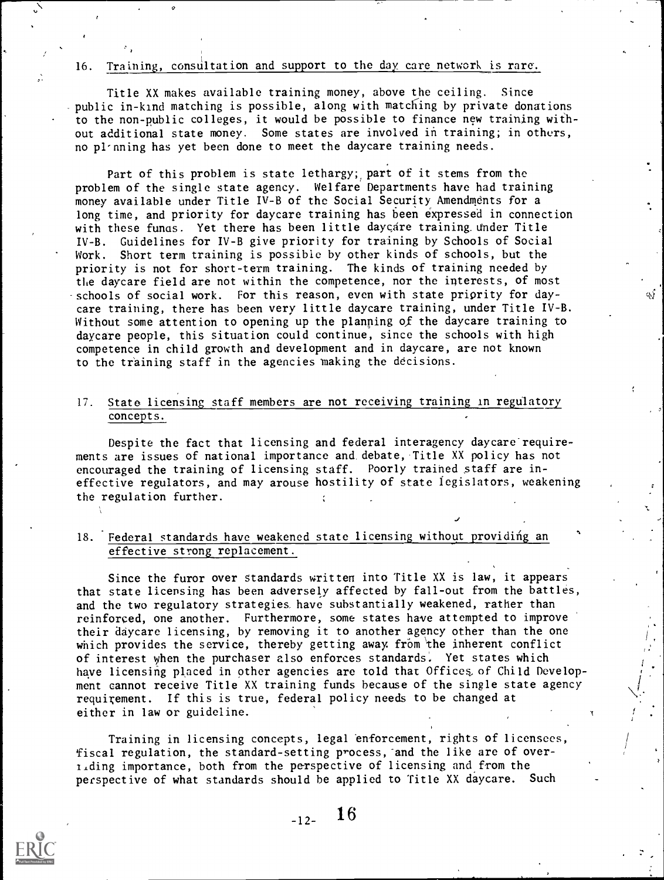16. Training, consultation and support to the day care network is rare.

Title XX makes available training money, above the ceiling. Since public in-kind matching is possible, along with matching by private donations to the non-public colleges, it would be possible to finance new training without additional state money. Some states are involved in training; in others, no planning has yet been done to meet the daycare training needs.

Part of this problem is state lethargy; part of it stems from the problem of the single state agency. Welfare Departments have had training money available under Title IV-B of the Social Security Amendments for a long time, and priority for daycare training has been expressed in connection with these funds. Yet there has been little daycare training under Title IV-B. Guidelines for IV-B give priority for training by Schools of Social Work. Short term training is possible by other kinds of schools, but the priority is not for short-term training. The kinds of training needed by the daycare field are not within the competence, nor the interests, of most schools of social work. For this reason, even with state priority for daycare training, there has been very little daycare training, under Title IV-B. Without some attention to opening up the planning of the daycare training to daycare people, this situation could continue, since the schools with high competence in child growth and development and in daycare, are not known to the training staff in the agencies making the decisions.

17. State licensing staff members are not receiving training in regulatory concepts.

Despite the fact that licensing and federal interagency daycare requirements are issues of national importance and debate, Title XX policy has not encouraged the training of licensing staff. Poorly trained staff are ineffective regulators, and may arouse hostility of state legislators, weakening the regulation further.

18. Federal standards have weakened state licensing without providing an effective strong replacement.

Since the furor over standards written into Title XX is law, it appears that state licensing has been adversely affected by fall-out from the battles, and the two regulatory strategies have substantially weakened, rather than reinforced, one another. Furthermore, some states have attempted to improve their daycare licensing, by removing it to another agency other than the one which provides the service, thereby getting away from the inherent conflict of interest when the purchaser also enforces standards. Yet states which have licensing placed in other agencies are told that Offices of Child Development cannot receive Title XX training funds because of the single state agency requirement. If this is true, federal policy needs to be changed at either in law or guideline.

Training in licensing concepts, legal enforcement, rights of licensees, fiscal regulation, the standard-setting process, and the like are of overriding importance, both from the perspective of licensing and from the perspective of what standards should be applied to Title XX daycare. Such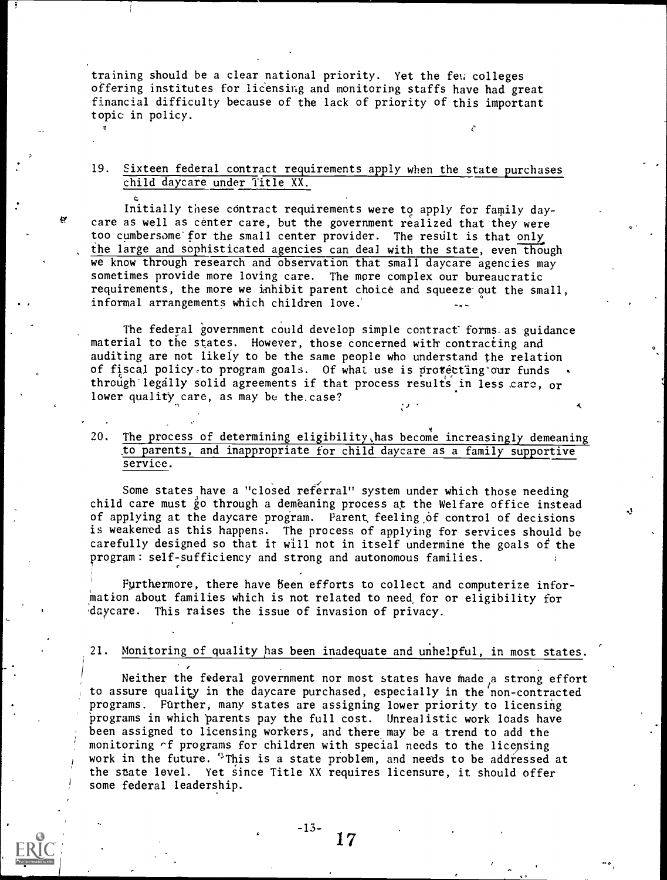training should be a clear national priority. Yet the few colleges offering institutes for licensing and monitoring staffs have had great financial difficulty because of the lack of priority of this important topic in policy.

19. Sixteen federal contract requirements apply when the state purchases child daycare under Title XX.

Initially these contract requirements were to apply for family daycare as well as center care, but the government realized that they were too cumbersome for the small center provider. The result is that only the large and sophisticated agencies can deal with the state, even though we know through research and observation that small daycare agencies may sometimes provide more loving care. The more complex our bureaucratic requirements, the more we inhibit parent choice and squeeze out the small, informal arrangements which children love.

The federal government could develop simple contract forms as guidance material to the states. However, those concerned with contracting and auditing are not likely to be the same people who understand the relation of fiscal policy to program goals. Of what use is protecting our funds through legally solid agreements if that process results in less care, or lower quality care, as may be the case?

20. The process of determining eligibility has become increasingly demeaning to parents, and inappropriate for child daycare as a family supportive service.

Some states have a "closed referral" system under which those needing child care must go through a demeaning process at the Welfare office instead of applying at the daycare program. Parent feeling of control of decisions is weakened as this happens. The process of applying for services should be carefully designed so that it will not in itself undermine the goals of the program: self-sufficiency and strong and autonomous families.

Furthermore, there have been efforts to collect and computerize information about families which is not related to need for or eligibility for daycare. This raises the issue of invasion of privacy.

21. Monitoring of quality has been inadequate and unhelpful, in most states.

Neither the federal government nor most states have made a strong effort to assure quality in the daycare purchased, especially in the non-contracted programs. Further, many states are assigning lower priority to licensing programs in which parents pay the full cost. Unrealistic work loads have been assigned to licensing workers, and there may be a trend to add the monitoring of programs for children with special needs to the licensing work in the future. This is a state problem, and needs to be addressed at the state level. Yet since Title XX requires licensure, it should offer some federal leadership.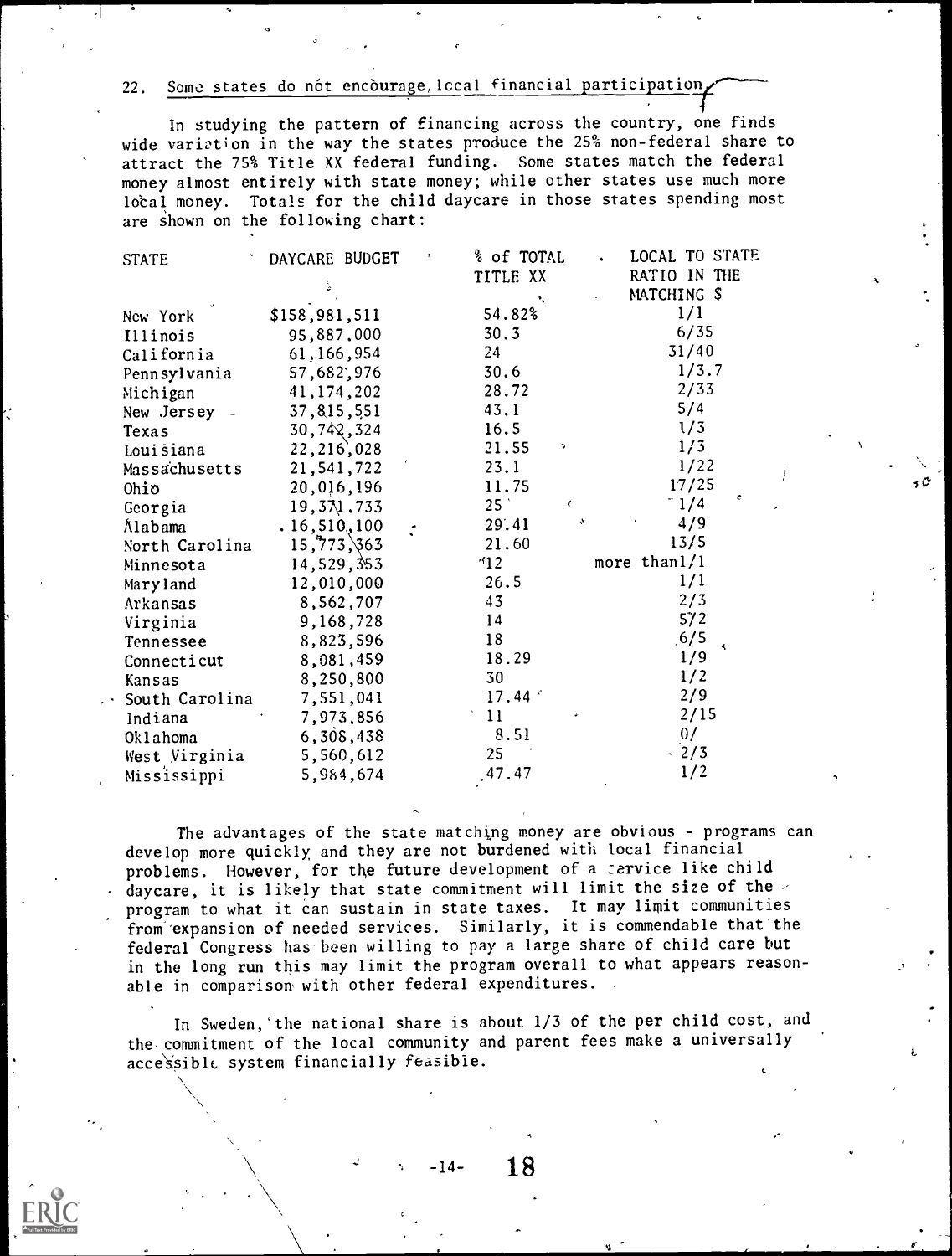22. Some states do not encourage local financial participation

In studying the pattern of financing across the country, one finds wide variation in the way the states produce the 25% non-federal share to attract the 75% Title XX federal funding. Some states match the federal money almost entirely with state money; while other states use much more local money. Totals for the child daycare in those states spending most are shown on the following chart:

| STATE | DAYCARE BUDGET | % of TOTAL TITLE XX | LOCAL TO STATE RATIO IN THE MATCHING $ |
|---|---|---|---|
| New York | $158,981,511 | 54.82% | 1/1 |
| Illinois | 95,887,000 | 30.3 | 6/35 |
| California | 61,166,954 | 24 | 31/40 |
| Pennsylvania | 57,682,976 | 30.6 | 1/3.7 |
| Michigan | 41,174,202 | 28.72 | 2/33 |
| New Jersey | 37,815,551 | 43.1 | 5/4 |
| Texas | 30,742,324 | 16.5 | 1/3 |
| Louisiana | 22,216,028 | 21.55 | 1/3 |
| Massachusetts | 21,541,722 | 23.1 | 1/22 |
| Ohio | 20,016,196 | 11.75 | 17/25 |
| Georgia | 19,371,733 | 25 | 1/4 |
| Alabama | 16,510,100 | 29.41 | 4/9 |
| North Carolina | 15,773,363 | 21.60 | 13/5 |
| Minnesota | 14,529,353 | 12 | more than 1/1 |
| Maryland | 12,010,000 | 26.5 | 1/1 |
| Arkansas | 8,562,707 | 43 | 2/3 |
| Virginia | 9,168,728 | 14 | 5/2 |
| Tennessee | 8,823,596 | 18 | .6/5 |
| Connecticut | 8,081,459 | 18.29 | 1/9 |
| Kansas | 8,250,800 | 30 | 1/2 |
| South Carolina | 7,551,041 | 17.44 | 2/9 |
| Indiana | 7,973,856 | 11 | 2/15 |
| Oklahoma | 6,308,438 | 8.51 | 0/ |
| West Virginia | 5,560,612 | 25 | 2/3 |
| Mississippi | 5,984,674 | 47.47 | 1/2 |

The advantages of the state matching money are obvious - programs can develop more quickly and they are not burdened with local financial problems. However, for the future development of a service like child daycare, it is likely that state commitment will limit the size of the program to what it can sustain in state taxes. It may limit communities from expansion of needed services. Similarly, it is commendable that the federal Congress has been willing to pay a large share of child care but in the long run this may limit the program overall to what appears reasonable in comparison with other federal expenditures.

In Sweden, the national share is about 1/3 of the per child cost, and the commitment of the local community and parent fees make a universally accessible system financially feasible.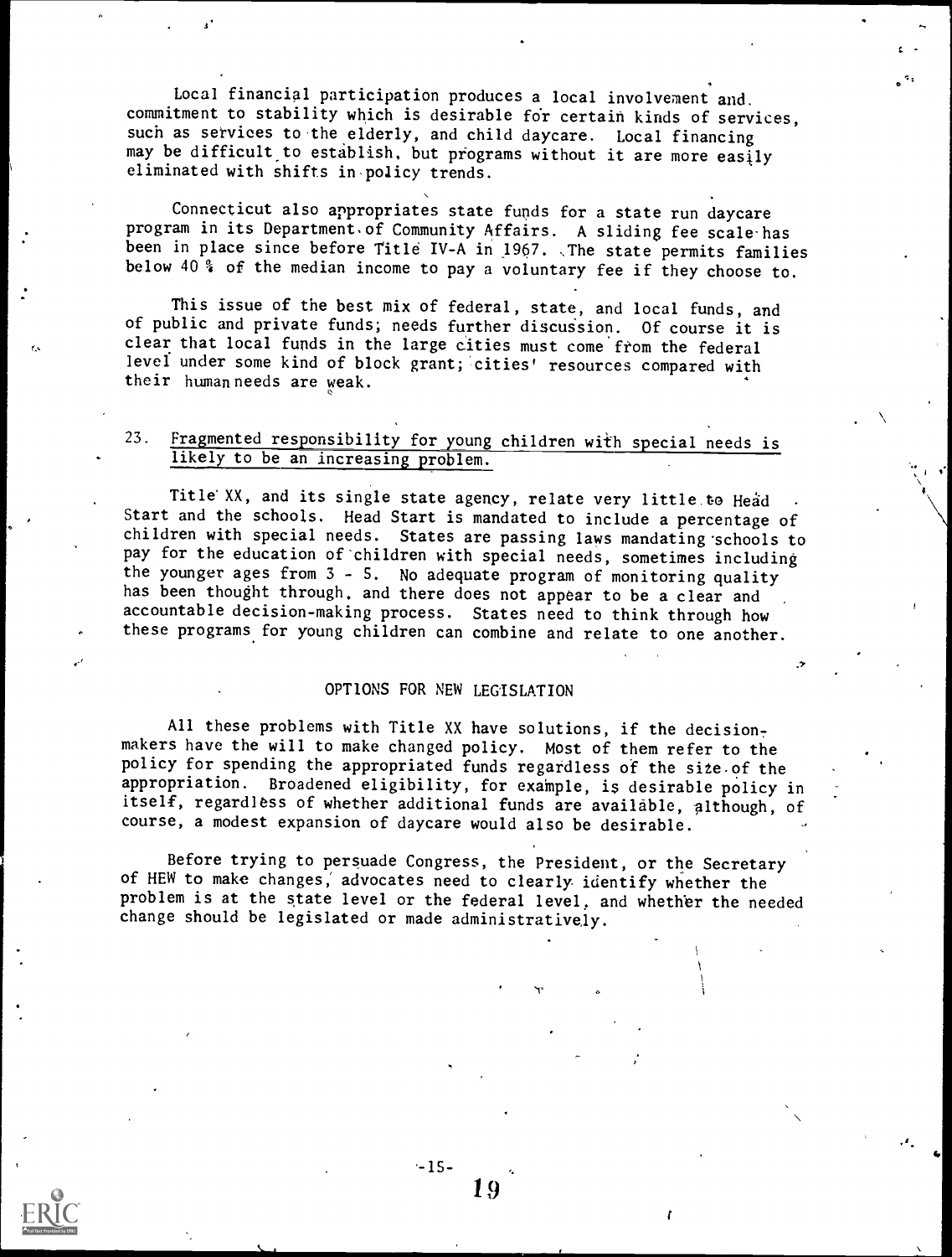Local financial participation produces a local involvement and commitment to stability which is desirable for certain kinds of services, such as services to the elderly, and child daycare. Local financing may be difficult to establish, but programs without it are more easily eliminated with shifts in policy trends.

Connecticut also appropriates state funds for a state run daycare program in its Department of Community Affairs. A sliding fee scale has been in place since before Title IV-A in 1967. The state permits families below 40 % of the median income to pay a voluntary fee if they choose to.

This issue of the best mix of federal, state, and local funds, and of public and private funds, needs further discussion. Of course it is clear that local funds in the large cities must come from the federal level under some kind of block grant; cities' resources compared with their human needs are weak.

23. Fragmented responsibility for young children with special needs is likely to be an increasing problem.

Title XX, and its single state agency, relate very little to Head Start and the schools. Head Start is mandated to include a percentage of children with special needs. States are passing laws mandating schools to pay for the education of children with special needs, sometimes including the younger ages from 3 - 5. No adequate program of monitoring quality has been thought through, and there does not appear to be a clear and accountable decision-making process. States need to think through how these programs for young children can combine and relate to one another.

## OPTIONS FOR NEW LEGISLATION

All these problems with Title XX have solutions, if the decision-makers have the will to make changed policy. Most of them refer to the policy for spending the appropriated funds regardless of the size of the appropriation. Broadened eligibility, for example, is desirable policy in itself, regardless of whether additional funds are available, although, of course, a modest expansion of daycare would also be desirable.

Before trying to persuade Congress, the President, or the Secretary of HEW to make changes, advocates need to clearly identify whether the problem is at the state level or the federal level, and whether the needed change should be legislated or made administratively.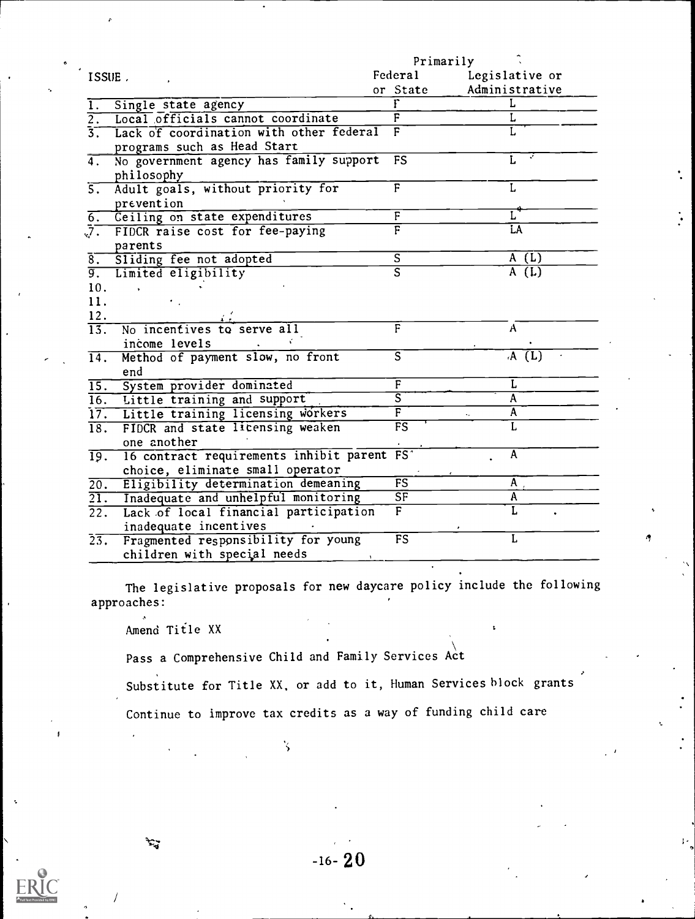| ISSUE | Primarily Federal or State | Legislative or Administrative |
|---|---|---|
| 1. Single state agency | F | L |
| 2. Local officials cannot coordinate | F | L |
| 3. Lack of coordination with other federal programs such as Head Start | F | L |
| 4. No government agency has family support philosophy | FS | L |
| 5. Adult goals, without priority for prevention | F | L |
| 6. Ceiling on state expenditures | F | L |
| 7. FIDCR raise cost for fee-paying parents | F | LA |
| 8. Sliding fee not adopted | S | A (L) |
| 9. Limited eligibility | S | A (L) |
| 10. | | |
| 11. | | |
| 12. | | |
| 13. No incentives to serve all income levels | F | A |
| 14. Method of payment slow, no front end | S | A (L) |
| 15. System provider dominated | F | L |
| 16. Little training and support | S | A |
| 17. Little training licensing workers | F | A |
| 18. FIDCR and state licensing weaken one another | FS | L |
| 19. 16 contract requirements inhibit parent choice, eliminate small operator | FS | A |
| 20. Eligibility determination demeaning | FS | A |
| 21. Inadequate and unhelpful monitoring | SF | A |
| 22. Lack of local financial participation inadequate incentives | F | L |
| 23. Fragmented responsibility for young children with special needs | FS | L |

The legislative proposals for new daycare policy include the following approaches:

Amend Title XX

Pass a Comprehensive Child and Family Services Act

Substitute for Title XX, or add to it, Human Services block grants

Continue to improve tax credits as a way of funding child care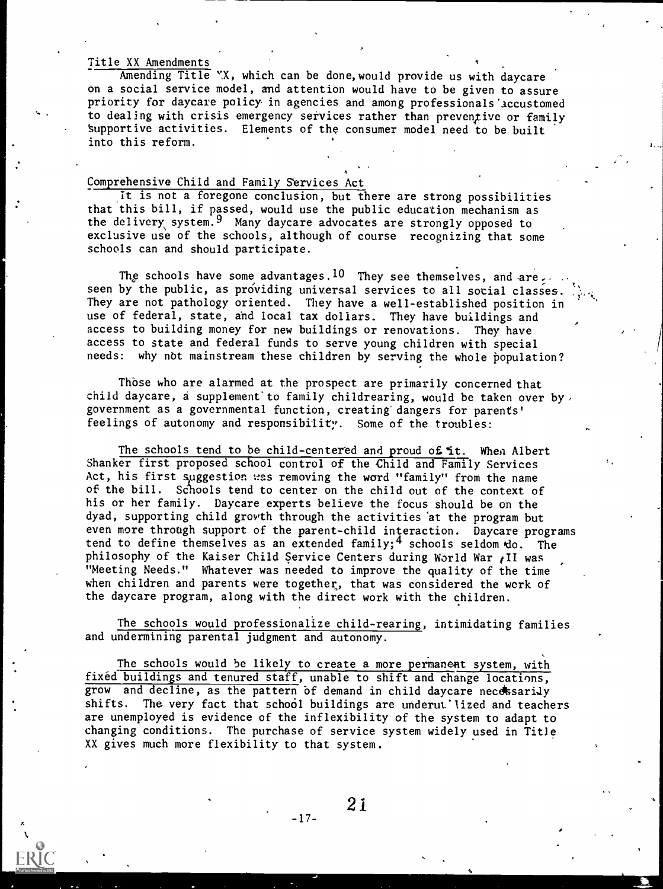### Title XX Amendments

Amending Title XX, which can be done, would provide us with daycare on a social service model, and attention would have to be given to assure priority for daycare policy in agencies and among professionals accustomed to dealing with crisis emergency services rather than preventive or family supportive activities. Elements of the consumer model need to be built into this reform.

### Comprehensive Child and Family Services Act

It is not a foregone conclusion, but there are strong possibilities that this bill, if passed, would use the public education mechanism as the delivery system.[9] Many daycare advocates are strongly opposed to exclusive use of the schools, although of course recognizing that some schools can and should participate.

The schools have some advantages.[10] They see themselves, and are seen by the public, as providing universal services to all social classes. They are not pathology oriented. They have a well-established position in use of federal, state, and local tax dollars. They have buildings and access to building money for new buildings or renovations. They have access to state and federal funds to serve young children with special needs: why not mainstream these children by serving the whole population?

Those who are alarmed at the prospect are primarily concerned that child daycare, a supplement to family childrearing, would be taken over by government as a governmental function, creating dangers for parents' feelings of autonomy and responsibility. Some of the troubles:

<u>The schools tend to be child-centered and proud of it.</u> When Albert Shanker first proposed school control of the Child and Family Services Act, his first suggestion was removing the word "family" from the name of the bill. Schools tend to center on the child out of the context of his or her family. Daycare experts believe the focus should be on the dyad, supporting child growth through the activities at the program but even more through support of the parent-child interaction. Daycare programs tend to define themselves as an extended family;[4] schools seldom do. The philosophy of the Kaiser Child Service Centers during World War II was "Meeting Needs." Whatever was needed to improve the quality of the time when children and parents were together, that was considered the work of the daycare program, along with the direct work with the children.

<u>The schools would professionalize child-rearing, intimidating families and undermining parental judgment and autonomy.</u>

<u>The schools would be likely to create a more permanent system, with fixed buildings and tenured staff, unable to shift and change locations, grow and decline,</u> as the pattern of demand in child daycare necessarily shifts. The very fact that school buildings are underutilized and teachers are unemployed is evidence of the inflexibility of the system to adapt to changing conditions. The purchase of service system widely used in Title XX gives much more flexibility to that system.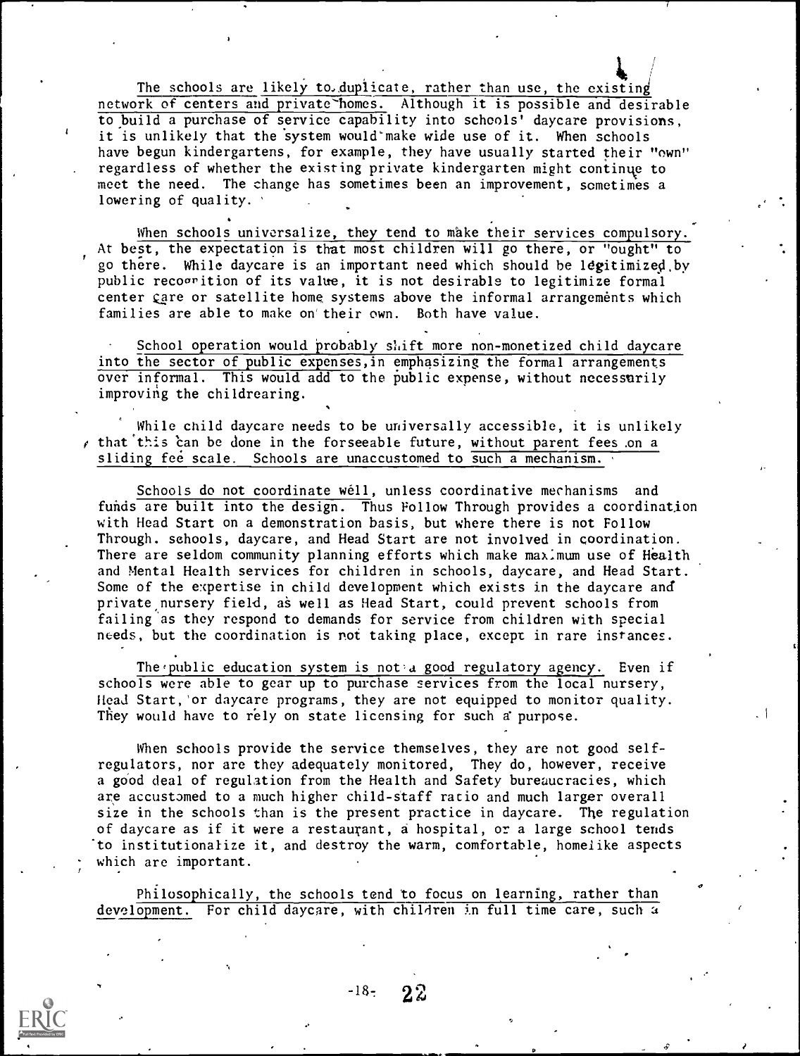The schools are likely to duplicate, rather than use, the existing network of centers and private homes. Although it is possible and desirable to build a purchase of service capability into schools' daycare provisions, it is unlikely that the system would make wide use of it. When schools have begun kindergartens, for example, they have usually started their "own" regardless of whether the existing private kindergarten might continue to meet the need. The change has sometimes been an improvement, sometimes a lowering of quality.

When schools universalize, they tend to make their services compulsory. At best, the expectation is that most children will go there, or "ought" to go there. While daycare is an important need which should be legitimized by public recognition of its value, it is not desirable to legitimize formal center care or satellite home systems above the informal arrangements which families are able to make on their own. Both have value.

School operation would probably shift more non-monetized child daycare into the sector of public expenses, in emphasizing the formal arrangements over informal. This would add to the public expense, without necessarily improving the childrearing.

While child daycare needs to be universally accessible, it is unlikely that this can be done in the forseeable future, without parent fees on a sliding fee scale. Schools are unaccustomed to such a mechanism.

Schools do not coordinate well, unless coordinative mechanisms and funds are built into the design. Thus Follow Through provides a coordination with Head Start on a demonstration basis, but where there is not Follow Through. schools, daycare, and Head Start are not involved in coordination. There are seldom community planning efforts which make maximum use of Health and Mental Health services for children in schools, daycare, and Head Start. Some of the expertise in child development which exists in the daycare and private nursery field, as well as Head Start, could prevent schools from failing as they respond to demands for service from children with special needs, but the coordination is not taking place, except in rare instances.

The public education system is not a good regulatory agency. Even if schools were able to gear up to purchase services from the local nursery, Head Start, or daycare programs, they are not equipped to monitor quality. They would have to rely on state licensing for such a purpose.

When schools provide the service themselves, they are not good self-regulators, nor are they adequately monitored. They do, however, receive a good deal of regulation from the Health and Safety bureaucracies, which are accustomed to a much higher child-staff ratio and much larger overall size in the schools than is the present practice in daycare. The regulation of daycare as if it were a restaurant, a hospital, or a large school tends to institutionalize it, and destroy the warm, comfortable, homelike aspects which are important.

Philosophically, the schools tend to focus on learning, rather than development. For child daycare, with children in full time care, such a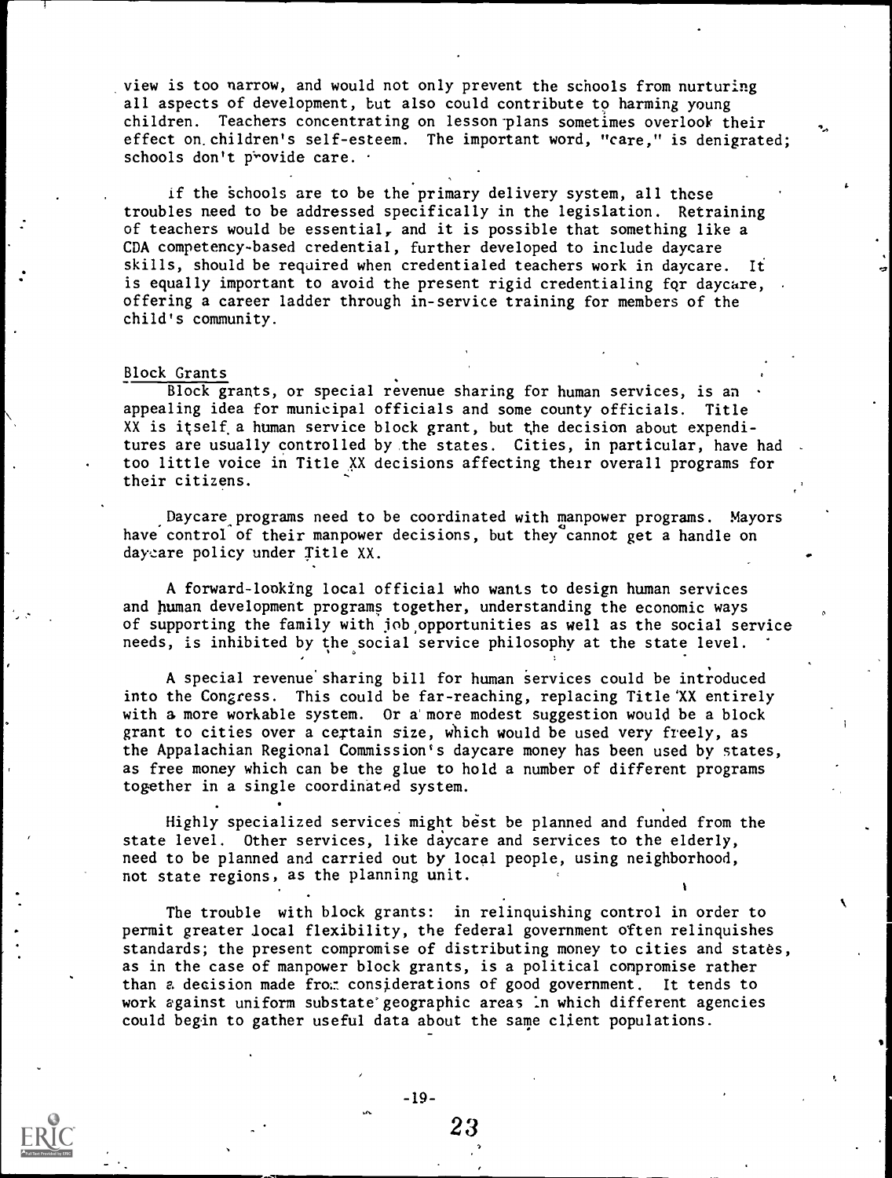view is too narrow, and would not only prevent the schools from nurturing all aspects of development, but also could contribute to harming young children. Teachers concentrating on lesson plans sometimes overlook their effect on children's self-esteem. The important word, "care," is denigrated; schools don't provide care.

If the schools are to be the primary delivery system, all these troubles need to be addressed specifically in the legislation. Retraining of teachers would be essential, and it is possible that something like a CDA competency-based credential, further developed to include daycare skills, should be required when credentialed teachers work in daycare. It is equally important to avoid the present rigid credentialing for daycare, offering a career ladder through in-service training for members of the child's community.

## Block Grants

Block grants, or special revenue sharing for human services, is an appealing idea for municipal officials and some county officials. Title XX is itself a human service block grant, but the decision about expenditures are usually controlled by the states. Cities, in particular, have had too little voice in Title XX decisions affecting their overall programs for their citizens.

Daycare programs need to be coordinated with manpower programs. Mayors have control of their manpower decisions, but they cannot get a handle on daycare policy under Title XX.

A forward-looking local official who wants to design human services and human development programs together, understanding the economic ways of supporting the family with job opportunities as well as the social service needs, is inhibited by the social service philosophy at the state level.

A special revenue sharing bill for human services could be introduced into the Congress. This could be far-reaching, replacing Title XX entirely with a more workable system. Or a more modest suggestion would be a block grant to cities over a certain size, which would be used very freely, as the Appalachian Regional Commission's daycare money has been used by states, as free money which can be the glue to hold a number of different programs together in a single coordinated system.

Highly specialized services might best be planned and funded from the state level. Other services, like daycare and services to the elderly, need to be planned and carried out by local people, using neighborhood, not state regions, as the planning unit.

The trouble with block grants: in relinquishing control in order to permit greater local flexibility, the federal government often relinquishes standards; the present compromise of distributing money to cities and states, as in the case of manpower block grants, is a political compromise rather than a decision made from considerations of good government. It tends to work against uniform substate geographic areas in which different agencies could begin to gather useful data about the same client populations.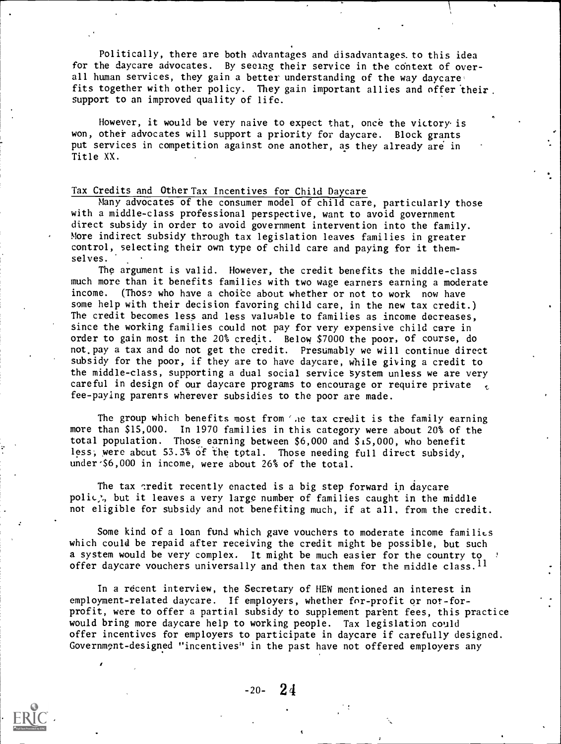Politically, there are both advantages and disadvantages to this idea for the daycare advocates. By seeing their service in the context of overall human services, they gain a better understanding of the way daycare fits together with other policy. They gain important allies and offer their support to an improved quality of life.

However, it would be very naive to expect that, once the victory is won, other advocates will support a priority for daycare. Block grants put services in competition against one another, as they already are in Title XX.

## Tax Credits and Other Tax Incentives for Child Daycare

Many advocates of the consumer model of child care, particularly those with a middle-class professional perspective, want to avoid government direct subsidy in order to avoid government intervention into the family. More indirect subsidy through tax legislation leaves families in greater control, selecting their own type of child care and paying for it themselves.

The argument is valid. However, the credit benefits the middle-class much more than it benefits families with two wage earners earning a moderate income. (Those who have a choice about whether or not to work now have some help with their decision favoring child care, in the new tax credit.) The credit becomes less and less valuable to families as income decreases, since the working families could not pay for very expensive child care in order to gain most in the 20% credit. Below $7000 the poor, of course, do not pay a tax and do not get the credit. Presumably we will continue direct subsidy for the poor, if they are to have daycare, while giving a credit to the middle-class, supporting a dual social service system unless we are very careful in design of our daycare programs to encourage or require private fee-paying parents wherever subsidies to the poor are made.

The group which benefits most from the tax credit is the family earning more than $15,000. In 1970 families in this category were about 20% of the total population. Those earning between $6,000 and $15,000, who benefit less, were about 53.3% of the total. Those needing full direct subsidy, under $6,000 in income, were about 26% of the total.

The tax credit recently enacted is a big step forward in daycare policy, but it leaves a very large number of families caught in the middle not eligible for subsidy and not benefiting much, if at all, from the credit.

Some kind of a loan fund which gave vouchers to moderate income families which could be repaid after receiving the credit might be possible, but such a system would be very complex. It might be much easier for the country to offer daycare vouchers universally and then tax them for the middle class.[11]

In a recent interview, the Secretary of HEW mentioned an interest in employment-related daycare. If employers, whether for-profit or not-for-profit, were to offer a partial subsidy to supplement parent fees, this practice would bring more daycare help to working people. Tax legislation could offer incentives for employers to participate in daycare if carefully designed. Government-designed "incentives" in the past have not offered employers any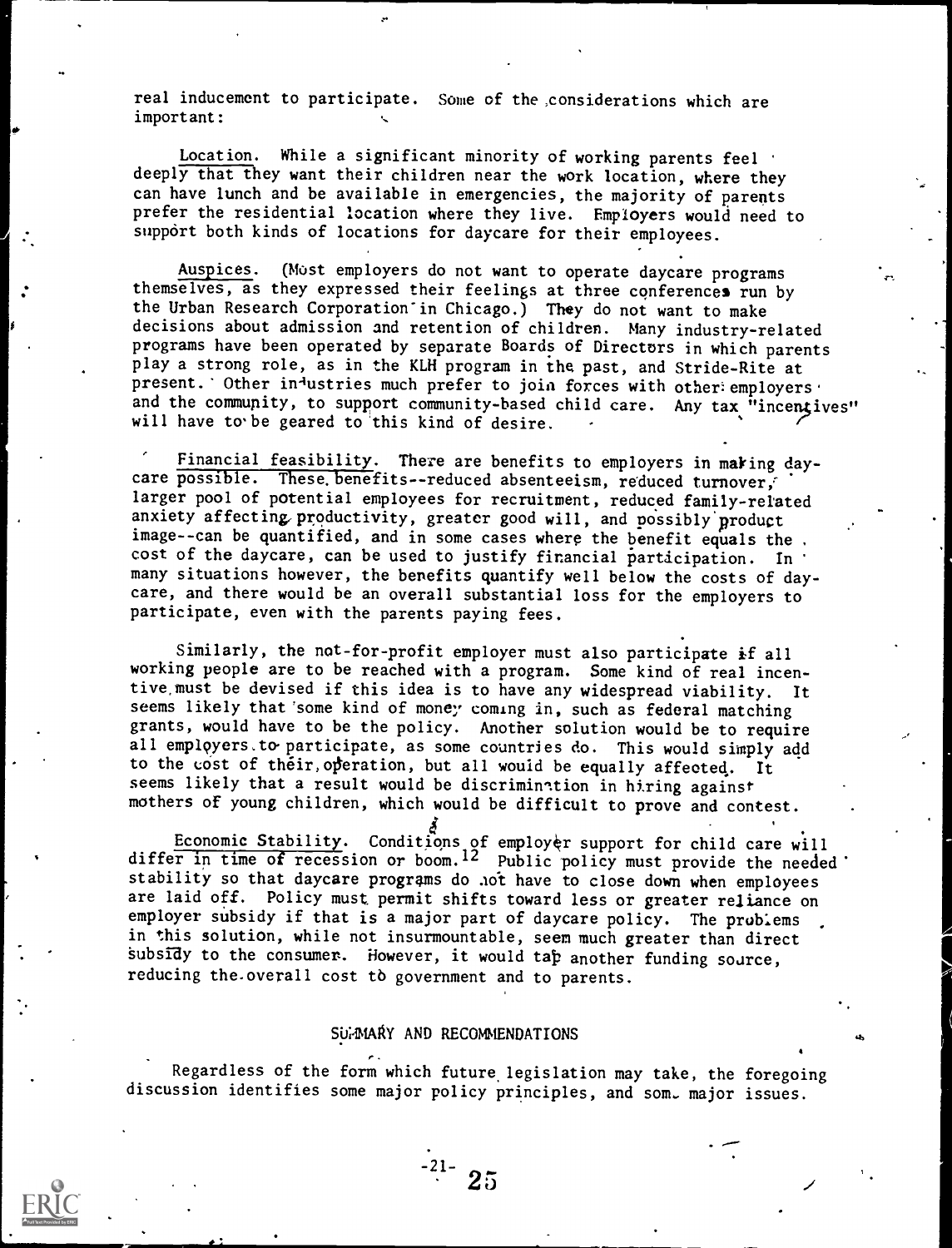real inducement to participate. Some of the considerations which are important:

Location. While a significant minority of working parents feel deeply that they want their children near the work location, where they can have lunch and be available in emergencies, the majority of parents prefer the residential location where they live. Employers would need to support both kinds of locations for daycare for their employees.

Auspices. (Most employers do not want to operate daycare programs themselves, as they expressed their feelings at three conferences run by the Urban Research Corporation in Chicago.) They do not want to make decisions about admission and retention of children. Many industry-related programs have been operated by separate Boards of Directors in which parents play a strong role, as in the KLH program in the past, and Stride-Rite at present. Other industries much prefer to join forces with other employers and the community, to support community-based child care. Any tax "incentives" will have to be geared to this kind of desire.

Financial feasibility. There are benefits to employers in making daycare possible. These benefits--reduced absenteeism, reduced turnover, larger pool of potential employees for recruitment, reduced family-related anxiety affecting productivity, greater good will, and possibly product image--can be quantified, and in some cases where the benefit equals the cost of the daycare, can be used to justify financial participation. In many situations however, the benefits quantify well below the costs of daycare, and there would be an overall substantial loss for the employers to participate, even with the parents paying fees.

Similarly, the not-for-profit employer must also participate if all working people are to be reached with a program. Some kind of real incentive must be devised if this idea is to have any widespread viability. It seems likely that some kind of money coming in, such as federal matching grants, would have to be the policy. Another solution would be to require all employers to participate, as some countries do. This would simply add to the cost of their operation, but all would be equally affected. It seems likely that a result would be discrimination in hiring against mothers of young children, which would be difficult to prove and contest.

Economic Stability. Conditions of employer support for child care will differ in time of recession or boom.[12] Public policy must provide the needed stability so that daycare programs do not have to close down when employees are laid off. Policy must permit shifts toward less or greater reliance on employer subsidy if that is a major part of daycare policy. The problems in this solution, while not insurmountable, seem much greater than direct subsidy to the consumer. However, it would tap another funding source, reducing the overall cost to government and to parents.

## SUMMARY AND RECOMMENDATIONS

Regardless of the form which future legislation may take, the foregoing discussion identifies some major policy principles, and some major issues.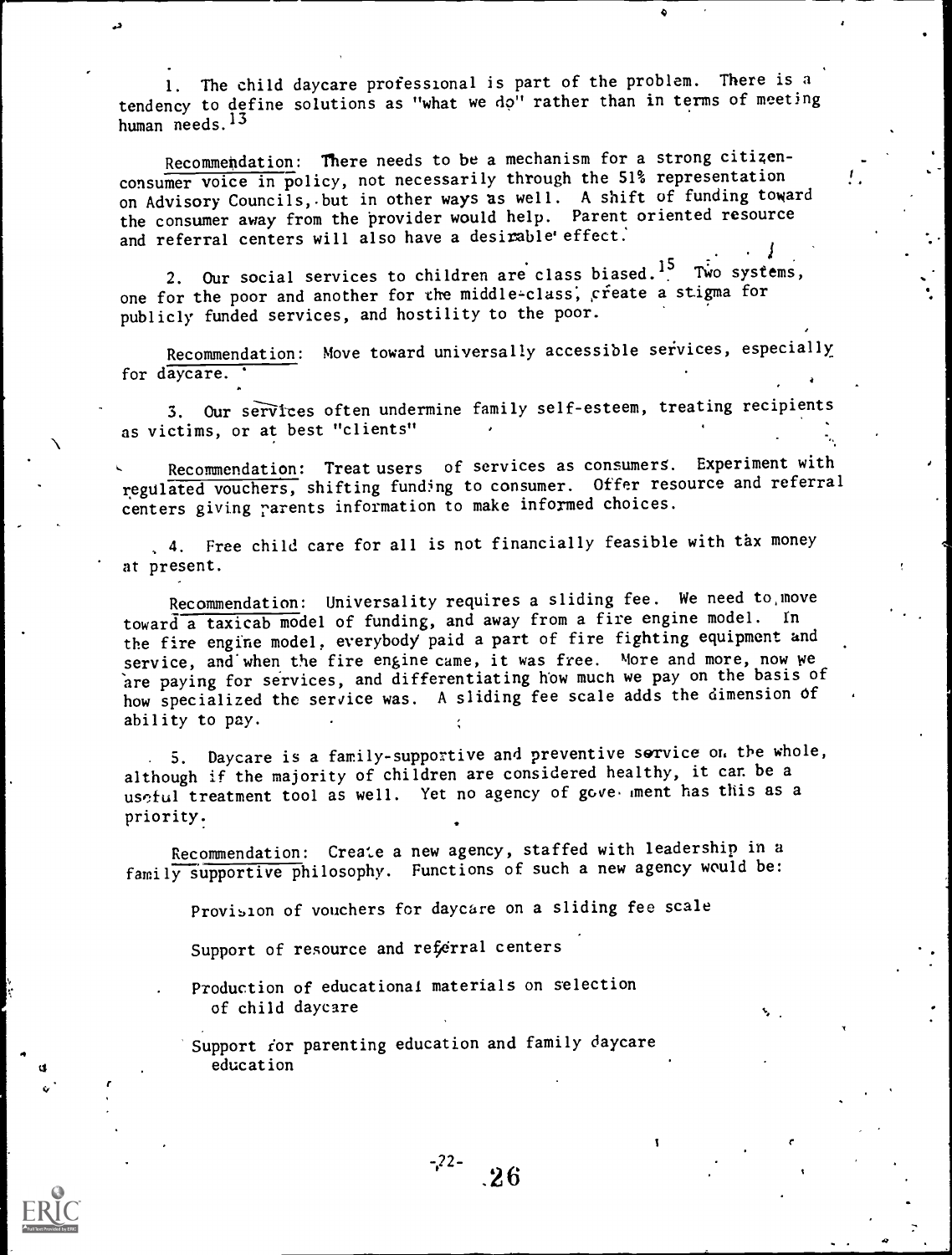1. The child daycare professional is part of the problem. There is a tendency to define solutions as "what we do" rather than in terms of meeting human needs.[13]

Recommendation: There needs to be a mechanism for a strong citizen-consumer voice in policy, not necessarily through the 51% representation on Advisory Councils, but in other ways as well. A shift of funding toward the consumer away from the provider would help. Parent oriented resource and referral centers will also have a desirable effect.

2. Our social services to children are class biased.[15] Two systems, one for the poor and another for the middle-class, create a stigma for publicly funded services, and hostility to the poor.

Recommendation: Move toward universally accessible services, especially for daycare.

3. Our services often undermine family self-esteem, treating recipients as victims, or at best "clients"

Recommendation: Treat users of services as consumers. Experiment with regulated vouchers, shifting funding to consumer. Offer resource and referral centers giving parents information to make informed choices.

4. Free child care for all is not financially feasible with tax money at present.

Recommendation: Universality requires a sliding fee. We need to move toward a taxicab model of funding, and away from a fire engine model. In the fire engine model, everybody paid a part of fire fighting equipment and service, and when the fire engine came, it was free. More and more, now we are paying for services, and differentiating how much we pay on the basis of how specialized the service was. A sliding fee scale adds the dimension of ability to pay.

5. Daycare is a family-supportive and preventive service on the whole, although if the majority of children are considered healthy, it can be a useful treatment tool as well. Yet no agency of government has this as a priority.

Recommendation: Create a new agency, staffed with leadership in a family supportive philosophy. Functions of such a new agency would be:

- Provision of vouchers for daycare on a sliding fee scale
- Support of resource and referral centers
- Production of educational materials on selection of child daycare
- Support for parenting education and family daycare education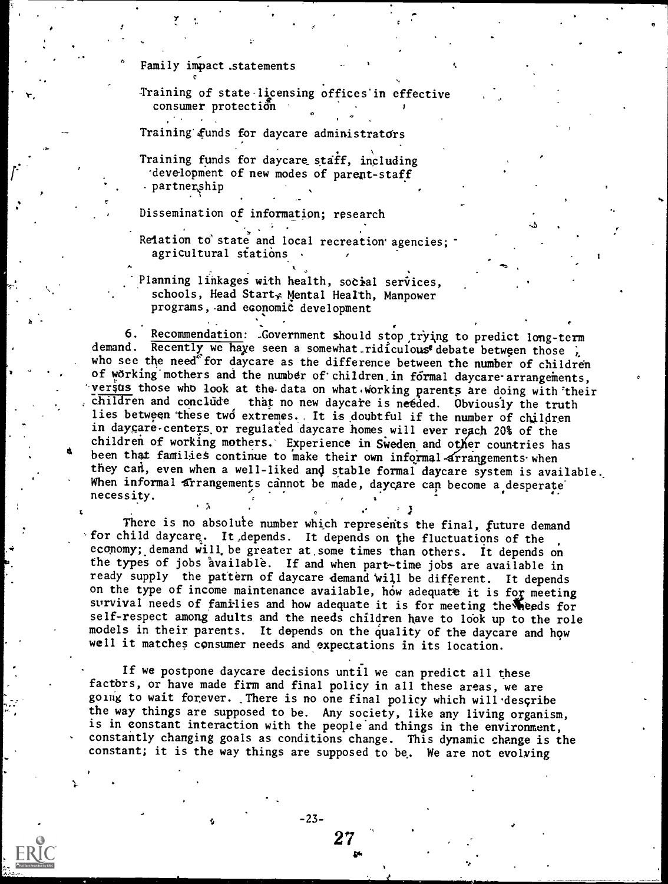Family impact statements

Training of state licensing offices in effective consumer protection

Training funds for daycare administrators

Training funds for daycare staff, including development of new modes of parent-staff partnership

Dissemination of information; research

Relation to state and local recreation agencies; agricultural stations

Planning linkages with health, social services, schools, Head Start, Mental Health, Manpower programs, and economic development

6. Recommendation: Government should stop trying to predict long-term demand. Recently we have seen a somewhat ridiculous debate between those who see the need for daycare as the difference between the number of children of working mothers and the number of children in formal daycare arrangements, *versus* those who look at the data on what working parents are doing with their children and conclude that no new daycare is needed. Obviously the truth lies between these two extremes. It is doubtful if the number of children in daycare centers or regulated daycare homes will ever reach 20% of the children of working mothers. Experience in Sweden and other countries has been that families continue to make their own informal arrangements when they can, even when a well-liked and stable formal daycare system is available. When informal arrangements cannot be made, daycare can become a desperate necessity.

There is no absolute number which represents the final, future demand for child daycare. It depends. It depends on the fluctuations of the economy; demand will be greater at some times than others. It depends on the types of jobs available. If and when part-time jobs are available in ready supply the pattern of daycare demand will be different. It depends on the type of income maintenance available, how adequate it is for meeting survival needs of families and how adequate it is for meeting the needs for self-respect among adults and the needs children have to look up to the role models in their parents. It depends on the quality of the daycare and how well it matches consumer needs and expectations in its location.

If we postpone daycare decisions until we can predict all these factors, or have made firm and final policy in all these areas, we are going to wait forever. There is no one final policy which will describe the way things are supposed to be. Any society, like any living organism, is in constant interaction with the people and things in the environment, constantly changing goals as conditions change. This dynamic change is the constant; it is the way things are supposed to be. We are not evolving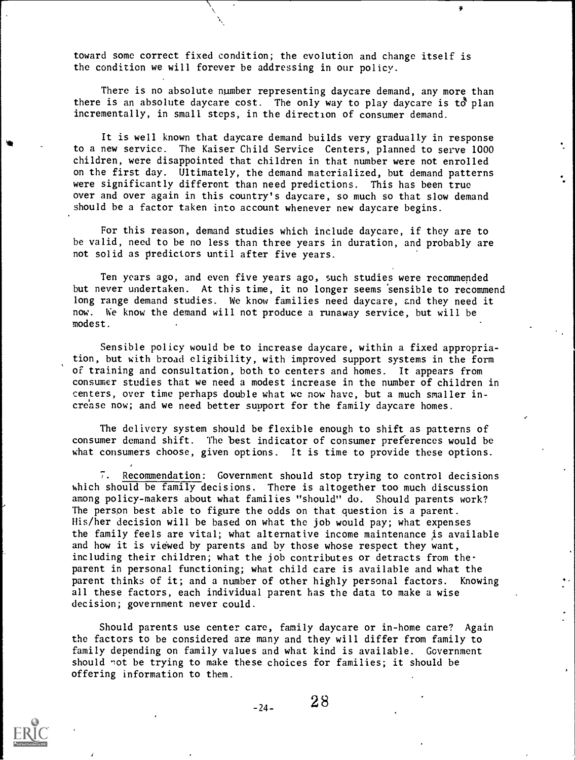toward some correct fixed condition; the evolution and change itself is the condition we will forever be addressing in our policy.

There is no absolute number representing daycare demand, any more than there is an absolute daycare cost. The only way to play daycare is to plan incrementally, in small steps, in the direction of consumer demand.

It is well known that daycare demand builds very gradually in response to a new service. The Kaiser Child Service Centers, planned to serve 1000 children, were disappointed that children in that number were not enrolled on the first day. Ultimately, the demand materialized, but demand patterns were significantly different than need predictions. This has been true over and over again in this country's daycare, so much so that slow demand should be a factor taken into account whenever new daycare begins.

For this reason, demand studies which include daycare, if they are to be valid, need to be no less than three years in duration, and probably are not solid as predictors until after five years.

Ten years ago, and even five years ago, such studies were recommended but never undertaken. At this time, it no longer seems sensible to recommend long range demand studies. We know families need daycare, and they need it now. We know the demand will not produce a runaway service, but will be modest.

Sensible policy would be to increase daycare, within a fixed appropriation, but with broad eligibility, with improved support systems in the form of training and consultation, both to centers and homes. It appears from consumer studies that we need a modest increase in the number of children in centers, over time perhaps double what we now have, but a much smaller increase now; and we need better support for the family daycare homes.

The delivery system should be flexible enough to shift as patterns of consumer demand shift. The best indicator of consumer preferences would be what consumers choose, given options. It is time to provide these options.

7. Recommendation: Government should stop trying to control decisions which should be family decisions. There is altogether too much discussion among policy-makers about what families "should" do. Should parents work? The person best able to figure the odds on that question is a parent. His/her decision will be based on what the job would pay; what expenses the family feels are vital; what alternative income maintenance is available and how it is viewed by parents and by those whose respect they want, including their children; what the job contributes or detracts from the parent in personal functioning; what child care is available and what the parent thinks of it; and a number of other highly personal factors. Knowing all these factors, each individual parent has the data to make a wise decision; government never could.

Should parents use center care, family daycare or in-home care? Again the factors to be considered are many and they will differ from family to family depending on family values and what kind is available. Government should not be trying to make these choices for families; it should be offering information to them.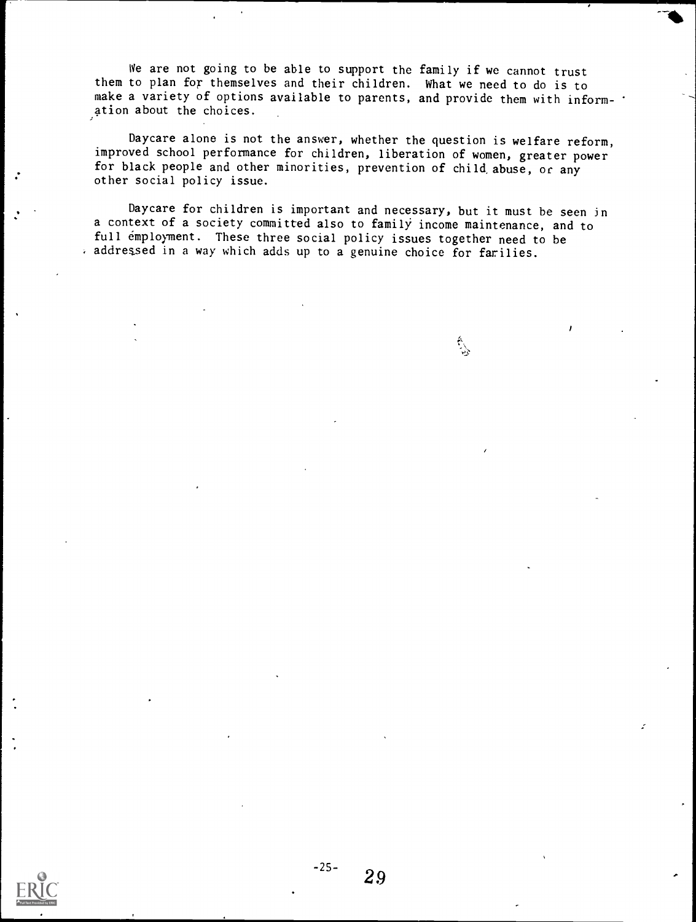We are not going to be able to support the family if we cannot trust them to plan for themselves and their children. What we need to do is to make a variety of options available to parents, and provide them with information about the choices.

Daycare alone is not the answer, whether the question is welfare reform, improved school performance for children, liberation of women, greater power for black people and other minorities, prevention of child abuse, or any other social policy issue.

Daycare for children is important and necessary, but it must be seen in a context of a society committed also to family income maintenance, and to full employment. These three social policy issues together need to be addressed in a way which adds up to a genuine choice for families.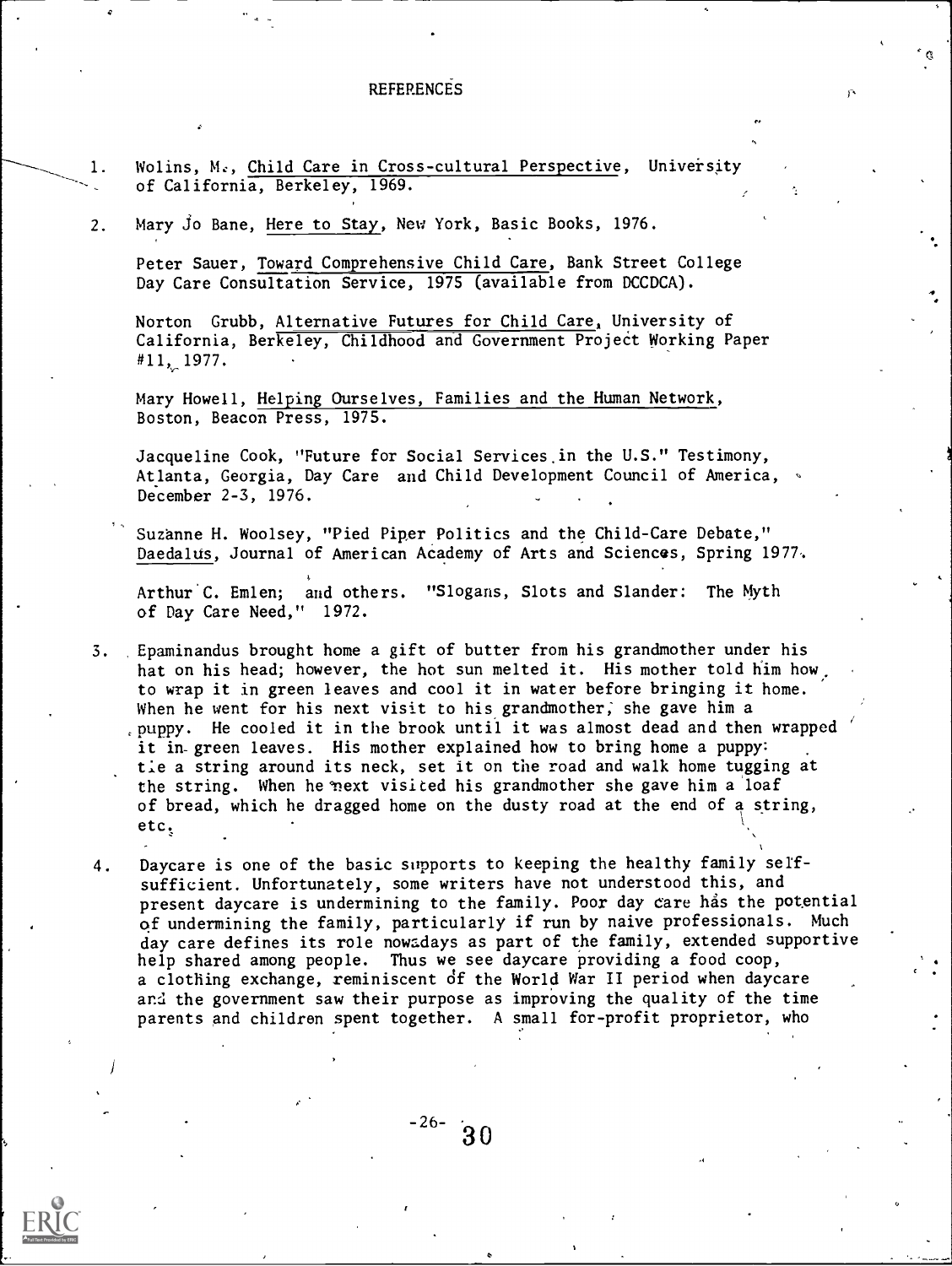# REFERENCES

1. Wolins, M., Child Care in Cross-cultural Perspective, University of California, Berkeley, 1969.

2. Mary Jo Bane, Here to Stay, New York, Basic Books, 1976.

   Peter Sauer, Toward Comprehensive Child Care, Bank Street College Day Care Consultation Service, 1975 (available from DCCDCA).

   Norton Grubb, Alternative Futures for Child Care, University of California, Berkeley, Childhood and Government Project Working Paper #11, 1977.

   Mary Howell, Helping Ourselves, Families and the Human Network, Boston, Beacon Press, 1975.

   Jacqueline Cook, "Future for Social Services in the U.S." Testimony, Atlanta, Georgia, Day Care and Child Development Council of America, December 2-3, 1976.

   Suzanne H. Woolsey, "Pied Piper Politics and the Child-Care Debate," Daedalus, Journal of American Academy of Arts and Sciences, Spring 1977.

   Arthur C. Emlen; and others. "Slogans, Slots and Slander: The Myth of Day Care Need," 1972.

3. Epaminandus brought home a gift of butter from his grandmother under his hat on his head; however, the hot sun melted it. His mother told him how to wrap it in green leaves and cool it in water before bringing it home. When he went for his next visit to his grandmother, she gave him a puppy. He cooled it in the brook until it was almost dead and then wrapped it in green leaves. His mother explained how to bring home a puppy: tie a string around its neck, set it on the road and walk home tugging at the string. When he next visited his grandmother she gave him a loaf of bread, which he dragged home on the dusty road at the end of a string, etc.

4. Daycare is one of the basic supports to keeping the healthy family self-sufficient. Unfortunately, some writers have not understood this, and present daycare is undermining to the family. Poor day care has the potential of undermining the family, particularly if run by naive professionals. Much day care defines its role nowadays as part of the family, extended supportive help shared among people. Thus we see daycare providing a food coop, a clothing exchange, reminiscent of the World War II period when daycare and the government saw their purpose as improving the quality of the time parents and children spent together. A small for-profit proprietor, who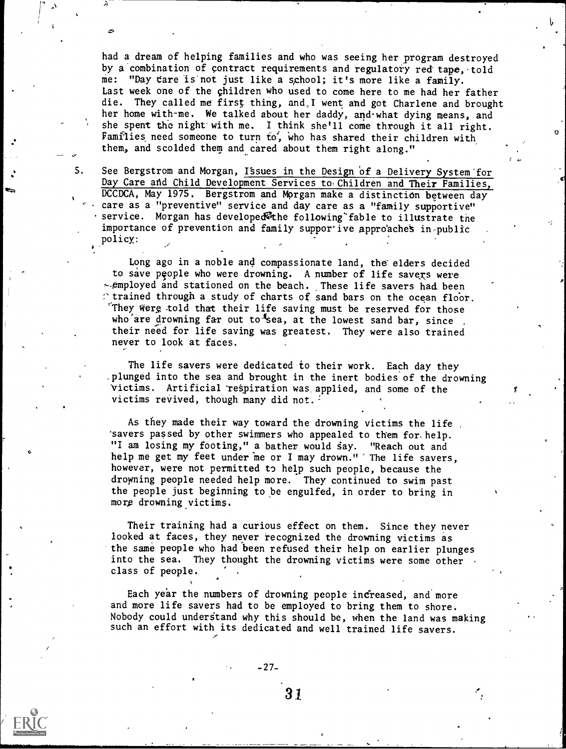had a dream of helping families and who was seeing her program destroyed by a combination of contract requirements and regulatory red tape, told me: "Day care is not just like a school; it's more like a family. Last week one of the children who used to come here to me had her father die. They called me first thing, and I went and got Charlene and brought her home with me. We talked about her daddy, and what dying means, and she spent the night with me. I think she'll come through it all right. Families need someone to turn to, who has shared their children with them, and scolded them and cared about them right along."

5. See Bergstrom and Morgan, Issues in the Design of a Delivery System for Day Care and Child Development Services to Children and Their Families, DCCDCA, May 1975. Bergstrom and Morgan make a distinction between day care as a "preventive" service and day care as a "family supportive" service. Morgan has developed the following fable to illustrate the importance of prevention and family supportive approaches in public policy:

   Long ago in a noble and compassionate land, the elders decided to save people who were drowning. A number of life savers were employed and stationed on the beach. These life savers had been trained through a study of charts of sand bars on the ocean floor. They were told that their life saving must be reserved for those who are drowning far out to sea, at the lowest sand bar, since their need for life saving was greatest. They were also trained never to look at faces.

   The life savers were dedicated to their work. Each day they plunged into the sea and brought in the inert bodies of the drowning victims. Artificial respiration was applied, and some of the victims revived, though many did not.

   As they made their way toward the drowning victims the life savers passed by other swimmers who appealed to them for help. "I am losing my footing," a bather would say. "Reach out and help me get my feet under me or I may drown." The life savers, however, were not permitted to help such people, because the drowning people needed help more. They continued to swim past the people just beginning to be engulfed, in order to bring in more drowning victims.

   Their training had a curious effect on them. Since they never looked at faces, they never recognized the drowning victims as the same people who had been refused their help on earlier plunges into the sea. They thought the drowning victims were some other class of people.

   Each year the numbers of drowning people increased, and more and more life savers had to be employed to bring them to shore. Nobody could understand why this should be, when the land was making such an effort with its dedicated and well trained life savers.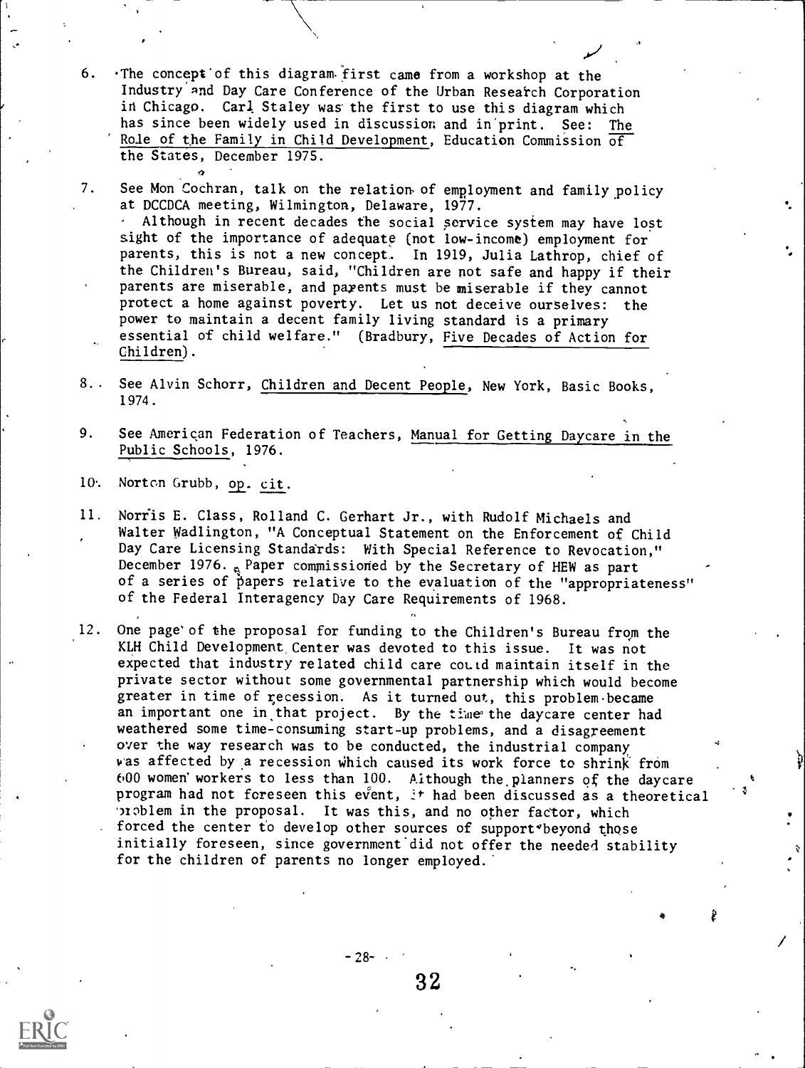6. The concept of this diagram first came from a workshop at the Industry and Day Care Conference of the Urban Research Corporation in Chicago. Carl Staley was the first to use this diagram which has since been widely used in discussion and in print. See: The Role of the Family in Child Development, Education Commission of the States, December 1975.

7. See Mon Cochran, talk on the relation of employment and family policy at DCCDCA meeting, Wilmington, Delaware, 1977.
   Although in recent decades the social service system may have lost sight of the importance of adequate (not low-income) employment for parents, this is not a new concept. In 1919, Julia Lathrop, chief of the Children's Bureau, said, "Children are not safe and happy if their parents are miserable, and parents must be miserable if they cannot protect a home against poverty. Let us not deceive ourselves: the power to maintain a decent family living standard is a primary essential of child welfare." (Bradbury, Five Decades of Action for Children).

8. See Alvin Schorr, Children and Decent People, New York, Basic Books, 1974.

9. See American Federation of Teachers, Manual for Getting Daycare in the Public Schools, 1976.

10. Norton Grubb, op. cit.

11. Norris E. Class, Rolland C. Gerhart Jr., with Rudolf Michaels and Walter Wadlington, "A Conceptual Statement on the Enforcement of Child Day Care Licensing Standards: With Special Reference to Revocation," December 1976. Paper commissioned by the Secretary of HEW as part of a series of papers relative to the evaluation of the "appropriateness" of the Federal Interagency Day Care Requirements of 1968.

12. One page of the proposal for funding to the Children's Bureau from the KLH Child Development Center was devoted to this issue. It was not expected that industry related child care could maintain itself in the private sector without some governmental partnership which would become greater in time of recession. As it turned out, this problem became an important one in that project. By the time the daycare center had weathered some time-consuming start-up problems, and a disagreement over the way research was to be conducted, the industrial company was affected by a recession which caused its work force to shrink from 600 women workers to less than 100. Although the planners of the daycare program had not foreseen this event, it had been discussed as a theoretical problem in the proposal. It was this, and no other factor, which forced the center to develop other sources of support beyond those initially foreseen, since government did not offer the needed stability for the children of parents no longer employed.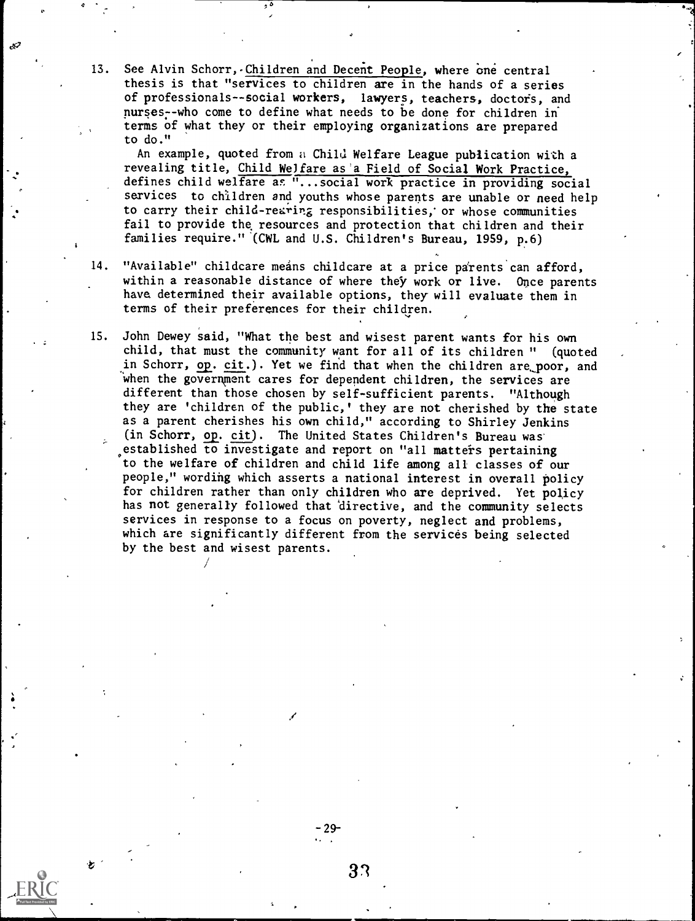13. See Alvin Schorr, Children and Decent People, where one central thesis is that "services to children are in the hands of a series of professionals--social workers, lawyers, teachers, doctors, and nurses--who come to define what needs to be done for children in terms of what they or their employing organizations are prepared to do."

    An example, quoted from a Child Welfare League publication with a revealing title, Child Welfare as a Field of Social Work Practice, defines child welfare as "...social work practice in providing social services to children and youths whose parents are unable or need help to carry their child-rearing responsibilities, or whose communities fail to provide the resources and protection that children and their families require." (CWL and U.S. Children's Bureau, 1959, p.6)

14. "Available" childcare means childcare at a price parents can afford, within a reasonable distance of where they work or live. Once parents have determined their available options, they will evaluate them in terms of their preferences for their children.

15. John Dewey said, "What the best and wisest parent wants for his own child, that must the community want for all of its children " (quoted in Schorr, op. cit.). Yet we find that when the children are poor, and when the government cares for dependent children, the services are different than those chosen by self-sufficient parents. "Although they are 'children of the public,' they are not cherished by the state as a parent cherishes his own child," according to Shirley Jenkins (in Schorr, op. cit). The United States Children's Bureau was established to investigate and report on "all matters pertaining to the welfare of children and child life among all classes of our people," wording which asserts a national interest in overall policy for children rather than only children who are deprived. Yet policy has not generally followed that directive, and the community selects services in response to a focus on poverty, neglect and problems, which are significantly different from the services being selected by the best and wisest parents.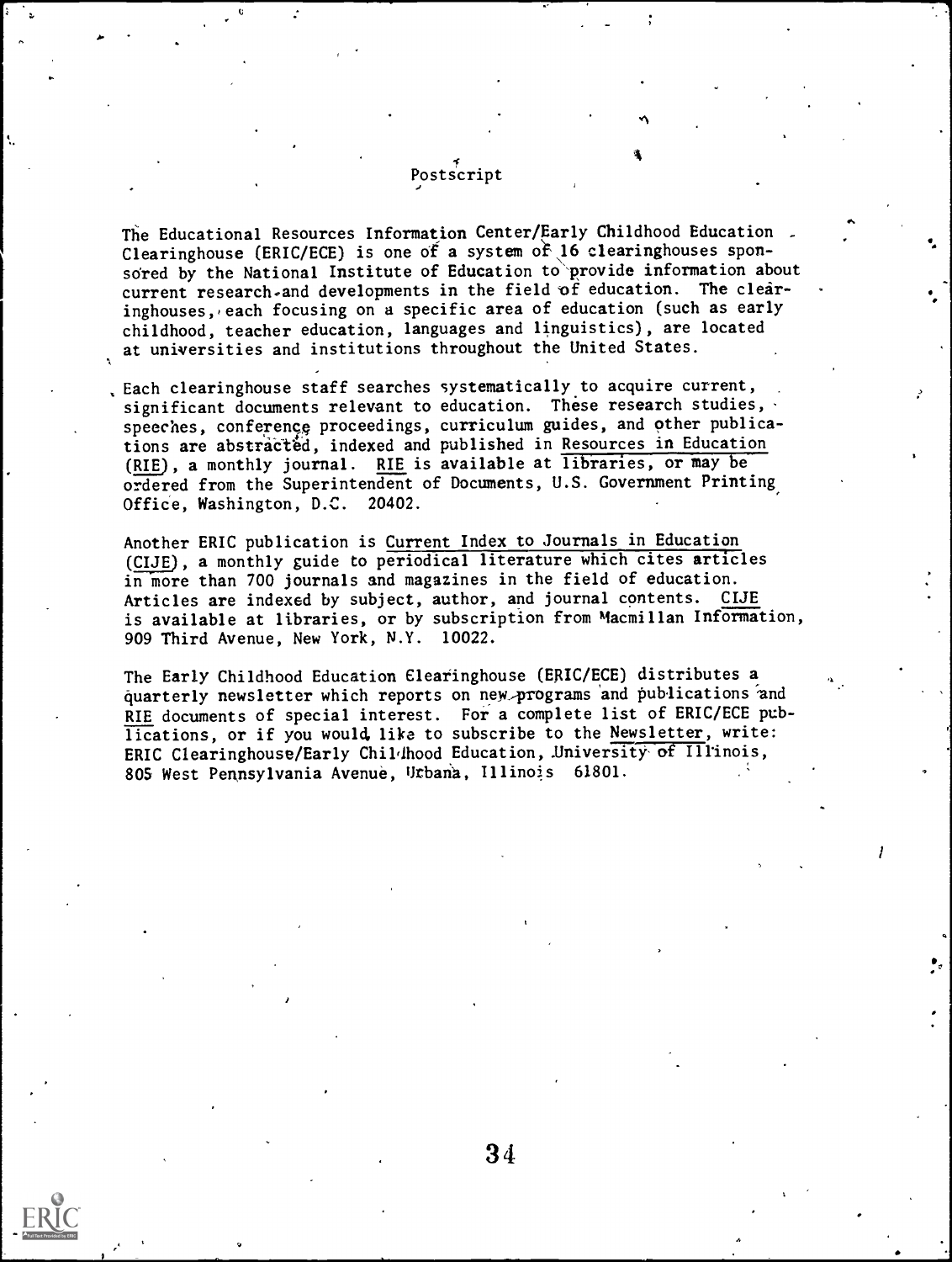# Postscript

The Educational Resources Information Center/Early Childhood Education Clearinghouse (ERIC/ECE) is one of a system of 16 clearinghouses sponsored by the National Institute of Education to provide information about current research and developments in the field of education. The clearinghouses, each focusing on a specific area of education (such as early childhood, teacher education, languages and linguistics), are located at universities and institutions throughout the United States.

Each clearinghouse staff searches systematically to acquire current, significant documents relevant to education. These research studies, speeches, conference proceedings, curriculum guides, and other publications are abstracted, indexed and published in Resources in Education (RIE), a monthly journal. RIE is available at libraries, or may be ordered from the Superintendent of Documents, U.S. Government Printing Office, Washington, D.C. 20402.

Another ERIC publication is Current Index to Journals in Education (CIJE), a monthly guide to periodical literature which cites articles in more than 700 journals and magazines in the field of education. Articles are indexed by subject, author, and journal contents. CIJE is available at libraries, or by subscription from Macmillan Information, 909 Third Avenue, New York, N.Y. 10022.

The Early Childhood Education Clearinghouse (ERIC/ECE) distributes a quarterly newsletter which reports on new programs and publications and RIE documents of special interest. For a complete list of ERIC/ECE publications, or if you would like to subscribe to the Newsletter, write: ERIC Clearinghouse/Early Childhood Education, University of Illinois, 805 West Pennsylvania Avenue, Urbana, Illinois 61801.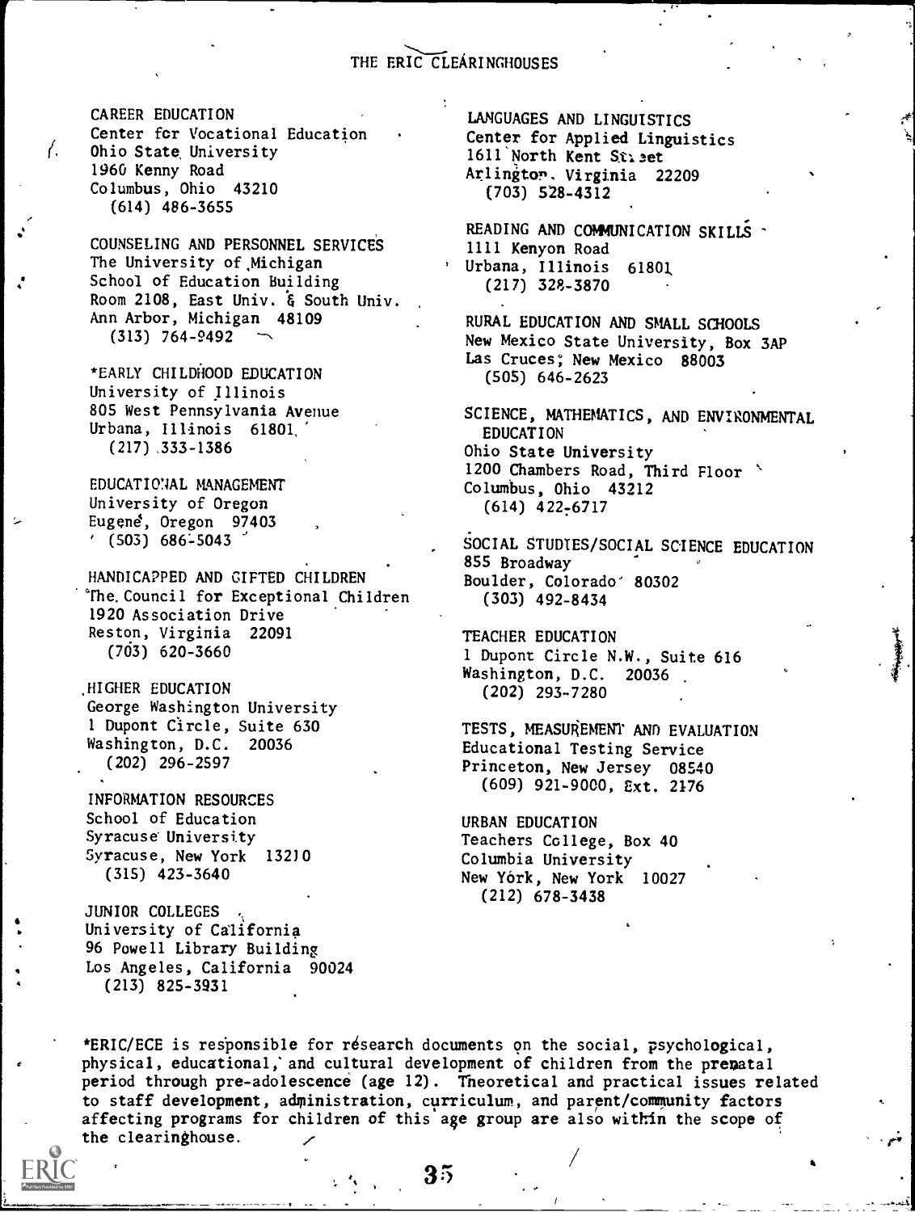# THE ERIC CLEARINGHOUSES

CAREER EDUCATION
Center for Vocational Education
Ohio State University
1960 Kenny Road
Columbus, Ohio 43210
(614) 486-3655

COUNSELING AND PERSONNEL SERVICES
The University of Michigan
School of Education Building
Room 2108, East Univ. & South Univ.
Ann Arbor, Michigan 48109
(313) 764-9492

*EARLY CHILDHOOD EDUCATION
University of Illinois
805 West Pennsylvania Avenue
Urbana, Illinois 61801
(217) 333-1386

EDUCATIONAL MANAGEMENT
University of Oregon
Eugene, Oregon 97403
(503) 686-5043

HANDICAPPED AND GIFTED CHILDREN
The Council for Exceptional Children
1920 Association Drive
Reston, Virginia 22091
(703) 620-3660

HIGHER EDUCATION
George Washington University
1 Dupont Circle, Suite 630
Washington, D.C. 20036
(202) 296-2597

INFORMATION RESOURCES
School of Education
Syracuse University
Syracuse, New York 13210
(315) 423-3640

JUNIOR COLLEGES
University of California
96 Powell Library Building
Los Angeles, California 90024
(213) 825-3931

LANGUAGES AND LINGUISTICS
Center for Applied Linguistics
1611 North Kent Street
Arlington, Virginia 22209
(703) 528-4312

READING AND COMMUNICATION SKILLS
1111 Kenyon Road
Urbana, Illinois 61801
(217) 328-3870

RURAL EDUCATION AND SMALL SCHOOLS
New Mexico State University, Box 3AP
Las Cruces, New Mexico 88003
(505) 646-2623

SCIENCE, MATHEMATICS, AND ENVIRONMENTAL EDUCATION
Ohio State University
1200 Chambers Road, Third Floor
Columbus, Ohio 43212
(614) 422-6717

SOCIAL STUDIES/SOCIAL SCIENCE EDUCATION
855 Broadway
Boulder, Colorado 80302
(303) 492-8434

TEACHER EDUCATION
1 Dupont Circle N.W., Suite 616
Washington, D.C. 20036
(202) 293-7280

TESTS, MEASUREMENT AND EVALUATION
Educational Testing Service
Princeton, New Jersey 08540
(609) 921-9000, Ext. 2176

URBAN EDUCATION
Teachers College, Box 40
Columbia University
New York, New York 10027
(212) 678-3438

*ERIC/ECE is responsible for research documents on the social, psychological, physical, educational, and cultural development of children from the prenatal period through pre-adolescence (age 12). Theoretical and practical issues related to staff development, administration, curriculum, and parent/community factors affecting programs for children of this age group are also within the scope of the clearinghouse.